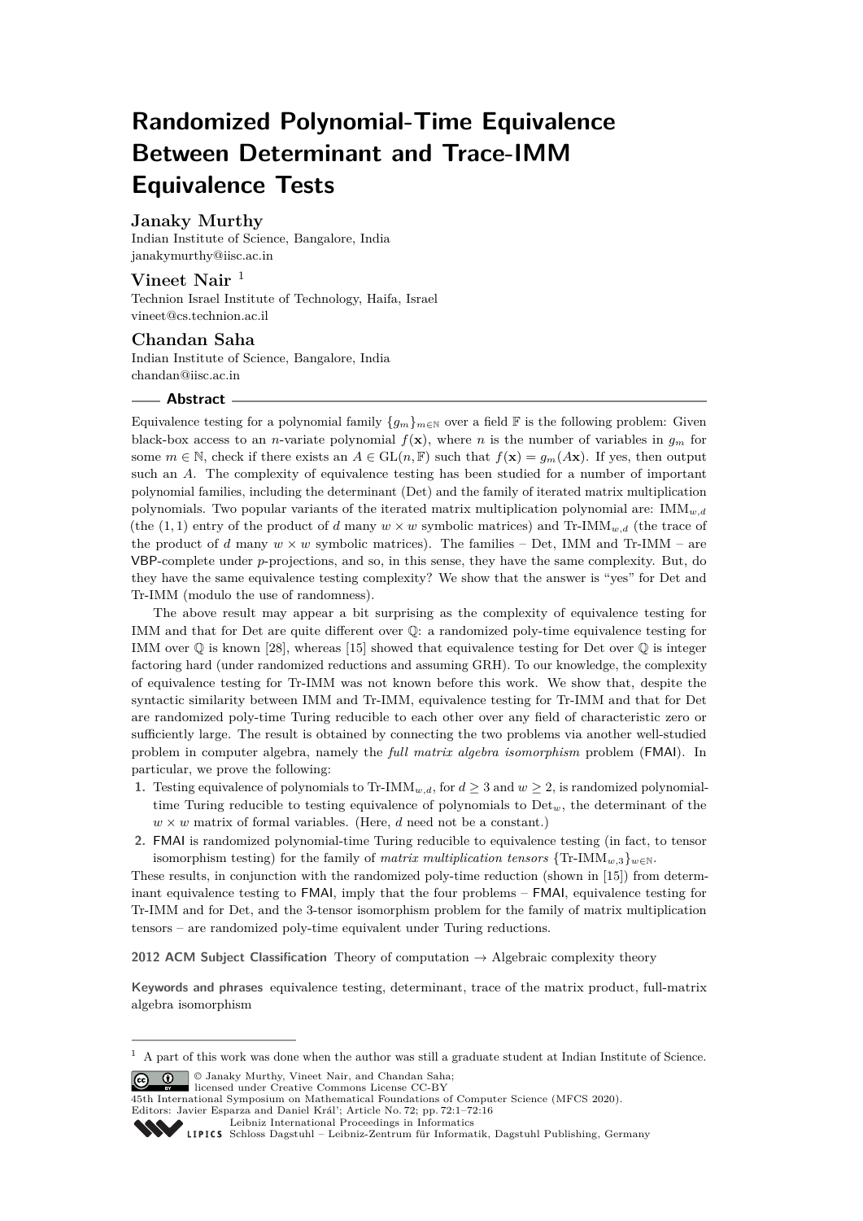# Randomized Polynomial-Time Equivalence Between Determinant and Trace-IMM Equivalence Tests

**Janaky Murthy**
Indian Institute of Science, Bangalore, India
janakymurthy@iisc.ac.in

**Vineet Nair** [1]
Technion Israel Institute of Technology, Haifa, Israel
vineet@cs.technion.ac.il

**Chandan Saha**
Indian Institute of Science, Bangalore, India
chandan@iisc.ac.in

## Abstract

Equivalence testing for a polynomial family $\{g_m\}_{m \in \mathbb{N}}$ over a field $\mathbb{F}$ is the following problem: Given black-box access to an $n$-variate polynomial $f(\mathbf{x})$, where $n$ is the number of variables in $g_m$ for some $m \in \mathbb{N}$, check if there exists an $A \in \mathrm{GL}(n, \mathbb{F})$ such that $f(\mathbf{x}) = g_m(A\mathbf{x})$. If yes, then output such an $A$. The complexity of equivalence testing has been studied for a number of important polynomial families, including the determinant (Det) and the family of iterated matrix multiplication polynomials. Two popular variants of the iterated matrix multiplication polynomial are: $\mathrm{IMM}_{w,d}$ (the $(1,1)$ entry of the product of $d$ many $w \times w$ symbolic matrices) and $\text{Tr-IMM}_{w,d}$ (the trace of the product of $d$ many $w \times w$ symbolic matrices). The families – Det, IMM and Tr-IMM – are VBP-complete under $p$-projections, and so, in this sense, they have the same complexity. But, do they have the same equivalence testing complexity? We show that the answer is "yes" for Det and Tr-IMM (modulo the use of randomness).

The above result may appear a bit surprising as the complexity of equivalence testing for IMM and that for Det are quite different over $\mathbb{Q}$: a randomized poly-time equivalence testing for IMM over $\mathbb{Q}$ is known [28], whereas [15] showed that equivalence testing for Det over $\mathbb{Q}$ is integer factoring hard (under randomized reductions and assuming GRH). To our knowledge, the complexity of equivalence testing for Tr-IMM was not known before this work. We show that, despite the syntactic similarity between IMM and Tr-IMM, equivalence testing for Tr-IMM and that for Det are randomized poly-time Turing reducible to each other over any field of characteristic zero or sufficiently large. The result is obtained by connecting the two problems via another well-studied problem in computer algebra, namely the *full matrix algebra isomorphism* problem (FMAI). In particular, we prove the following:

1. Testing equivalence of polynomials to $\text{Tr-IMM}_{w,d}$, for $d \geq 3$ and $w \geq 2$, is randomized polynomial-time Turing reducible to testing equivalence of polynomials to $\mathrm{Det}_w$, the determinant of the $w \times w$ matrix of formal variables. (Here, $d$ need not be a constant.)
2. FMAI is randomized polynomial-time Turing reducible to equivalence testing (in fact, to tensor isomorphism testing) for the family of *matrix multiplication tensors* $\{\text{Tr-IMM}_{w,3}\}_{w \in \mathbb{N}}$.

These results, in conjunction with the randomized poly-time reduction (shown in [15]) from determinant equivalence testing to FMAI, imply that the four problems – FMAI, equivalence testing for Tr-IMM and for Det, and the 3-tensor isomorphism problem for the family of matrix multiplication tensors – are randomized poly-time equivalent under Turing reductions.

**2012 ACM Subject Classification** Theory of computation → Algebraic complexity theory

**Keywords and phrases** equivalence testing, determinant, trace of the matrix product, full-matrix algebra isomorphism

[1] A part of this work was done when the author was still a graduate student at Indian Institute of Science.

© Janaky Murthy, Vineet Nair, and Chandan Saha; licensed under Creative Commons License CC-BY
45th International Symposium on Mathematical Foundations of Computer Science (MFCS 2020).
Editors: Javier Esparza and Daniel Kráľ; Article No. 72; pp. 72:1–72:16
Leibniz International Proceedings in Informatics
Schloss Dagstuhl – Leibniz-Zentrum für Informatik, Dagstuhl Publishing, Germany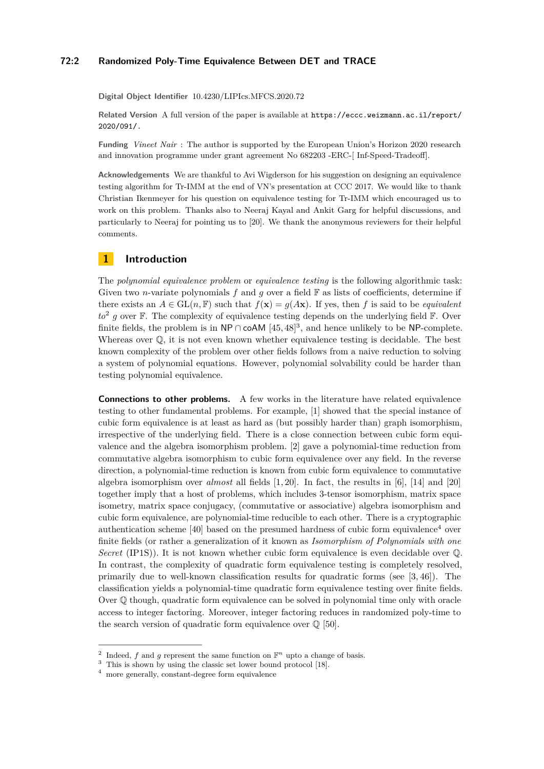**Digital Object Identifier** 10.4230/LIPIcs.MFCS.2020.72

**Related Version** A full version of the paper is available at https://eccc.weizmann.ac.il/report/2020/091/.

**Funding** *Vineet Nair* : The author is supported by the European Union's Horizon 2020 research and innovation programme under grant agreement No 682203 -ERC-[ Inf-Speed-Tradeoff].

**Acknowledgements** We are thankful to Avi Wigderson for his suggestion on designing an equivalence testing algorithm for Tr-IMM at the end of VN's presentation at CCC 2017. We would like to thank Christian Ikenmeyer for his question on equivalence testing for Tr-IMM which encouraged us to work on this problem. Thanks also to Neeraj Kayal and Ankit Garg for helpful discussions, and particularly to Neeraj for pointing us to [20]. We thank the anonymous reviewers for their helpful comments.

## 1 Introduction

The *polynomial equivalence problem* or *equivalence testing* is the following algorithmic task: Given two $n$-variate polynomials $f$ and $g$ over a field $\mathbb{F}$ as lists of coefficients, determine if there exists an $A \in \mathrm{GL}(n, \mathbb{F})$ such that $f(\mathbf{x}) = g(A\mathbf{x})$. If yes, then $f$ is said to be *equivalent to*[2] $g$ over $\mathbb{F}$. The complexity of equivalence testing depends on the underlying field $\mathbb{F}$. Over finite fields, the problem is in $\mathsf{NP} \cap \mathsf{coAM}$ [45, 48][3], and hence unlikely to be $\mathsf{NP}$-complete. Whereas over $\mathbb{Q}$, it is not even known whether equivalence testing is decidable. The best known complexity of the problem over other fields follows from a naive reduction to solving a system of polynomial equations. However, polynomial solvability could be harder than testing polynomial equivalence.

**Connections to other problems.** A few works in the literature have related equivalence testing to other fundamental problems. For example, [1] showed that the special instance of cubic form equivalence is at least as hard as (but possibly harder than) graph isomorphism, irrespective of the underlying field. There is a close connection between cubic form equivalence and the algebra isomorphism problem. [2] gave a polynomial-time reduction from commutative algebra isomorphism to cubic form equivalence over any field. In the reverse direction, a polynomial-time reduction is known from cubic form equivalence to commutative algebra isomorphism over *almost* all fields [1, 20]. In fact, the results in [6], [14] and [20] together imply that a host of problems, which includes 3-tensor isomorphism, matrix space isometry, matrix space conjugacy, (commutative or associative) algebra isomorphism and cubic form equivalence, are polynomial-time reducible to each other. There is a cryptographic authentication scheme [40] based on the presumed hardness of cubic form equivalence[4] over finite fields (or rather a generalization of it known as *Isomorphism of Polynomials with one Secret* (IP1S)). It is not known whether cubic form equivalence is even decidable over $\mathbb{Q}$. In contrast, the complexity of quadratic form equivalence testing is completely resolved, primarily due to well-known classification results for quadratic forms (see [3, 46]). The classification yields a polynomial-time quadratic form equivalence testing over finite fields. Over $\mathbb{Q}$ though, quadratic form equivalence can be solved in polynomial time only with oracle access to integer factoring. Moreover, integer factoring reduces in randomized poly-time to the search version of quadratic form equivalence over $\mathbb{Q}$ [50].

---

[2] Indeed, $f$ and $g$ represent the same function on $\mathbb{F}^n$ upto a change of basis.

[3] This is shown by using the classic set lower bound protocol [18].

[4] more generally, constant-degree form equivalence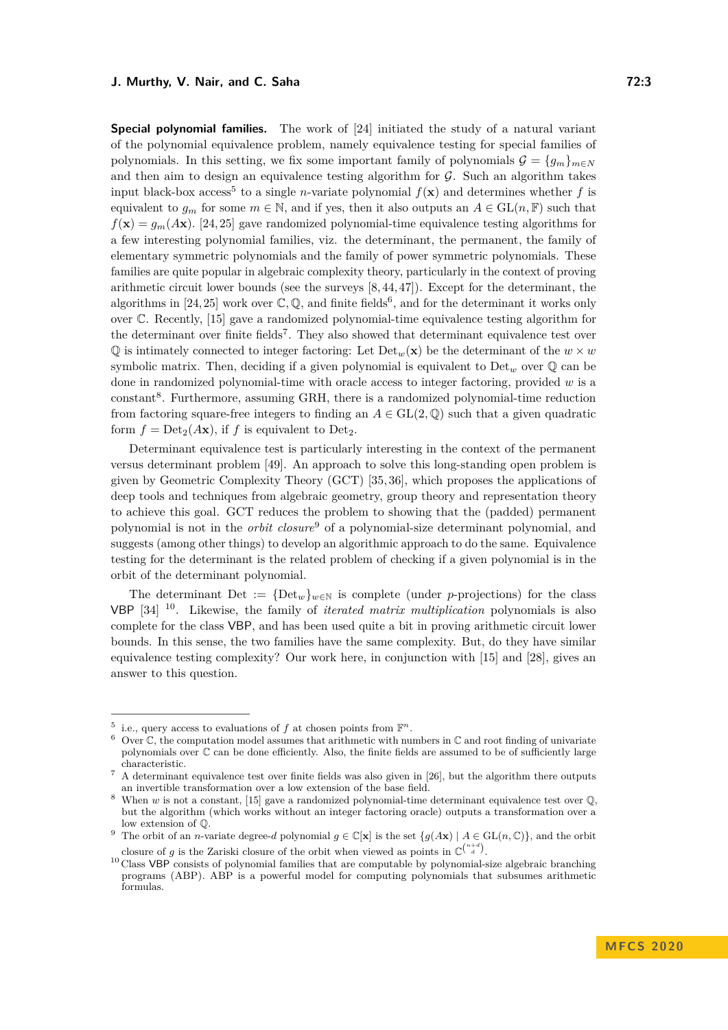**Special polynomial families.** The work of [24] initiated the study of a natural variant of the polynomial equivalence problem, namely equivalence testing for special families of polynomials. In this setting, we fix some important family of polynomials $\mathcal{G} = \{g_m\}_{m \in N}$ and then aim to design an equivalence testing algorithm for $\mathcal{G}$. Such an algorithm takes input black-box access[5] to a single $n$-variate polynomial $f(\mathbf{x})$ and determines whether $f$ is equivalent to $g_m$ for some $m \in \mathbb{N}$, and if yes, then it also outputs an $A \in \mathrm{GL}(n, \mathbb{F})$ such that $f(\mathbf{x}) = g_m(A\mathbf{x})$. [24, 25] gave randomized polynomial-time equivalence testing algorithms for a few interesting polynomial families, viz. the determinant, the permanent, the family of elementary symmetric polynomials and the family of power symmetric polynomials. These families are quite popular in algebraic complexity theory, particularly in the context of proving arithmetic circuit lower bounds (see the surveys [8, 44, 47]). Except for the determinant, the algorithms in [24, 25] work over $\mathbb{C}, \mathbb{Q}$, and finite fields[6], and for the determinant it works only over $\mathbb{C}$. Recently, [15] gave a randomized polynomial-time equivalence testing algorithm for the determinant over finite fields[7]. They also showed that determinant equivalence test over $\mathbb{Q}$ is intimately connected to integer factoring: Let $\mathrm{Det}_w(\mathbf{x})$ be the determinant of the $w \times w$ symbolic matrix. Then, deciding if a given polynomial is equivalent to $\mathrm{Det}_w$ over $\mathbb{Q}$ can be done in randomized polynomial-time with oracle access to integer factoring, provided $w$ is a constant[8]. Furthermore, assuming GRH, there is a randomized polynomial-time reduction from factoring square-free integers to finding an $A \in \mathrm{GL}(2, \mathbb{Q})$ such that a given quadratic form $f = \mathrm{Det}_2(A\mathbf{x})$, if $f$ is equivalent to $\mathrm{Det}_2$.

Determinant equivalence test is particularly interesting in the context of the permanent versus determinant problem [49]. An approach to solve this long-standing open problem is given by Geometric Complexity Theory (GCT) [35, 36], which proposes the applications of deep tools and techniques from algebraic geometry, group theory and representation theory to achieve this goal. GCT reduces the problem to showing that the (padded) permanent polynomial is not in the *orbit closure*[9] of a polynomial-size determinant polynomial, and suggests (among other things) to develop an algorithmic approach to do the same. Equivalence testing for the determinant is the related problem of checking if a given polynomial is in the orbit of the determinant polynomial.

The determinant $\mathrm{Det} := \{\mathrm{Det}_w\}_{w \in \mathbb{N}}$ is complete (under $p$-projections) for the class VBP [34] [10]. Likewise, the family of *iterated matrix multiplication* polynomials is also complete for the class VBP, and has been used quite a bit in proving arithmetic circuit lower bounds. In this sense, the two families have the same complexity. But, do they have similar equivalence testing complexity? Our work here, in conjunction with [15] and [28], gives an answer to this question.

---

[5] i.e., query access to evaluations of $f$ at chosen points from $\mathbb{F}^n$.

[6] Over $\mathbb{C}$, the computation model assumes that arithmetic with numbers in $\mathbb{C}$ and root finding of univariate polynomials over $\mathbb{C}$ can be done efficiently. Also, the finite fields are assumed to be of sufficiently large characteristic.

[7] A determinant equivalence test over finite fields was also given in [26], but the algorithm there outputs an invertible transformation over a low extension of the base field.

[8] When $w$ is not a constant, [15] gave a randomized polynomial-time determinant equivalence test over $\mathbb{Q}$, but the algorithm (which works without an integer factoring oracle) outputs a transformation over a low extension of $\mathbb{Q}$.

[9] The orbit of an $n$-variate degree-$d$ polynomial $g \in \mathbb{C}[\mathbf{x}]$ is the set $\{g(A\mathbf{x}) \mid A \in \mathrm{GL}(n, \mathbb{C})\}$, and the orbit closure of $g$ is the Zariski closure of the orbit when viewed as points in $\mathbb{C}^{\binom{n+d}{d}}$.

[10] Class VBP consists of polynomial families that are computable by polynomial-size algebraic branching programs (ABP). ABP is a powerful model for computing polynomials that subsumes arithmetic formulas.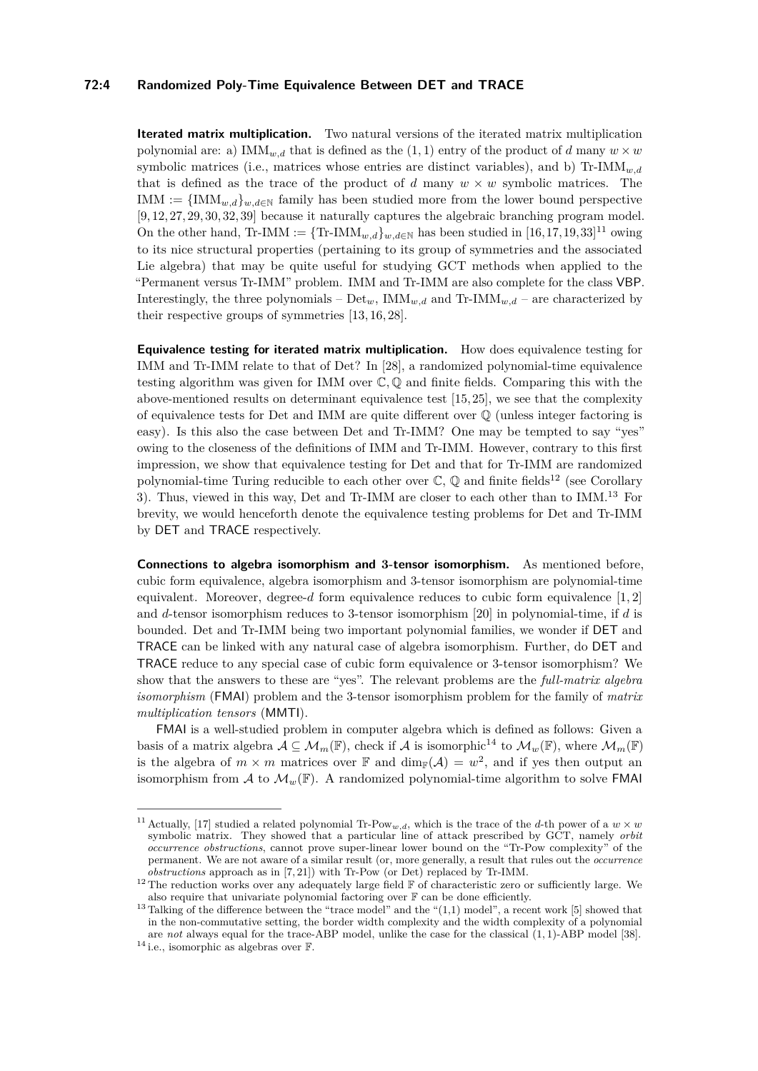**Iterated matrix multiplication.** Two natural versions of the iterated matrix multiplication polynomial are: a) $\mathrm{IMM}_{w,d}$ that is defined as the $(1,1)$ entry of the product of $d$ many $w \times w$ symbolic matrices (i.e., matrices whose entries are distinct variables), and b) $\text{Tr-IMM}_{w,d}$ that is defined as the trace of the product of $d$ many $w \times w$ symbolic matrices. The $\mathrm{IMM} := \{\mathrm{IMM}_{w,d}\}_{w,d\in\mathbb{N}}$ family has been studied more from the lower bound perspective [9, 12, 27, 29, 30, 32, 39] because it naturally captures the algebraic branching program model. On the other hand, $\text{Tr-IMM} := \{\text{Tr-IMM}_{w,d}\}_{w,d\in\mathbb{N}}$ has been studied in [16, 17, 19, 33][11] owing to its nice structural properties (pertaining to its group of symmetries and the associated Lie algebra) that may be quite useful for studying GCT methods when applied to the "Permanent versus Tr-IMM" problem. IMM and Tr-IMM are also complete for the class VBP. Interestingly, the three polynomials – $\mathrm{Det}_w$, $\mathrm{IMM}_{w,d}$ and $\text{Tr-IMM}_{w,d}$ – are characterized by their respective groups of symmetries [13, 16, 28].

**Equivalence testing for iterated matrix multiplication.** How does equivalence testing for IMM and Tr-IMM relate to that of Det? In [28], a randomized polynomial-time equivalence testing algorithm was given for IMM over $\mathbb{C}, \mathbb{Q}$ and finite fields. Comparing this with the above-mentioned results on determinant equivalence test [15, 25], we see that the complexity of equivalence tests for Det and IMM are quite different over $\mathbb{Q}$ (unless integer factoring is easy). Is this also the case between Det and Tr-IMM? One may be tempted to say "yes" owing to the closeness of the definitions of IMM and Tr-IMM. However, contrary to this first impression, we show that equivalence testing for Det and that for Tr-IMM are randomized polynomial-time Turing reducible to each other over $\mathbb{C}$, $\mathbb{Q}$ and finite fields[12] (see Corollary 3). Thus, viewed in this way, Det and Tr-IMM are closer to each other than to IMM.[13] For brevity, we would henceforth denote the equivalence testing problems for Det and Tr-IMM by DET and TRACE respectively.

**Connections to algebra isomorphism and 3-tensor isomorphism.** As mentioned before, cubic form equivalence, algebra isomorphism and 3-tensor isomorphism are polynomial-time equivalent. Moreover, degree-$d$ form equivalence reduces to cubic form equivalence [1, 2] and $d$-tensor isomorphism reduces to 3-tensor isomorphism [20] in polynomial-time, if $d$ is bounded. Det and Tr-IMM being two important polynomial families, we wonder if DET and TRACE can be linked with any natural case of algebra isomorphism. Further, do DET and TRACE reduce to any special case of cubic form equivalence or 3-tensor isomorphism? We show that the answers to these are "yes". The relevant problems are the *full-matrix algebra isomorphism* (FMAI) problem and the 3-tensor isomorphism problem for the family of *matrix multiplication tensors* (MMTI).

FMAI is a well-studied problem in computer algebra which is defined as follows: Given a basis of a matrix algebra $\mathcal{A} \subseteq \mathcal{M}_m(\mathbb{F})$, check if $\mathcal{A}$ is isomorphic[14] to $\mathcal{M}_w(\mathbb{F})$, where $\mathcal{M}_m(\mathbb{F})$ is the algebra of $m \times m$ matrices over $\mathbb{F}$ and $\dim_{\mathbb{F}}(\mathcal{A}) = w^2$, and if yes then output an isomorphism from $\mathcal{A}$ to $\mathcal{M}_w(\mathbb{F})$. A randomized polynomial-time algorithm to solve FMAI

---

[11] Actually, [17] studied a related polynomial $\text{Tr-Pow}_{w,d}$, which is the trace of the $d$-th power of a $w \times w$ symbolic matrix. They showed that a particular line of attack prescribed by GCT, namely *orbit occurrence obstructions*, cannot prove super-linear lower bound on the "Tr-Pow complexity" of the permanent. We are not aware of a similar result (or, more generally, a result that rules out the *occurrence obstructions* approach as in [7, 21]) with Tr-Pow (or Det) replaced by Tr-IMM.

[12] The reduction works over any adequately large field $\mathbb{F}$ of characteristic zero or sufficiently large. We also require that univariate polynomial factoring over $\mathbb{F}$ can be done efficiently.

[13] Talking of the difference between the "trace model" and the "(1,1) model", a recent work [5] showed that in the non-commutative setting, the border width complexity and the width complexity of a polynomial are *not* always equal for the trace-ABP model, unlike the case for the classical (1, 1)-ABP model [38].

[14] i.e., isomorphic as algebras over $\mathbb{F}$.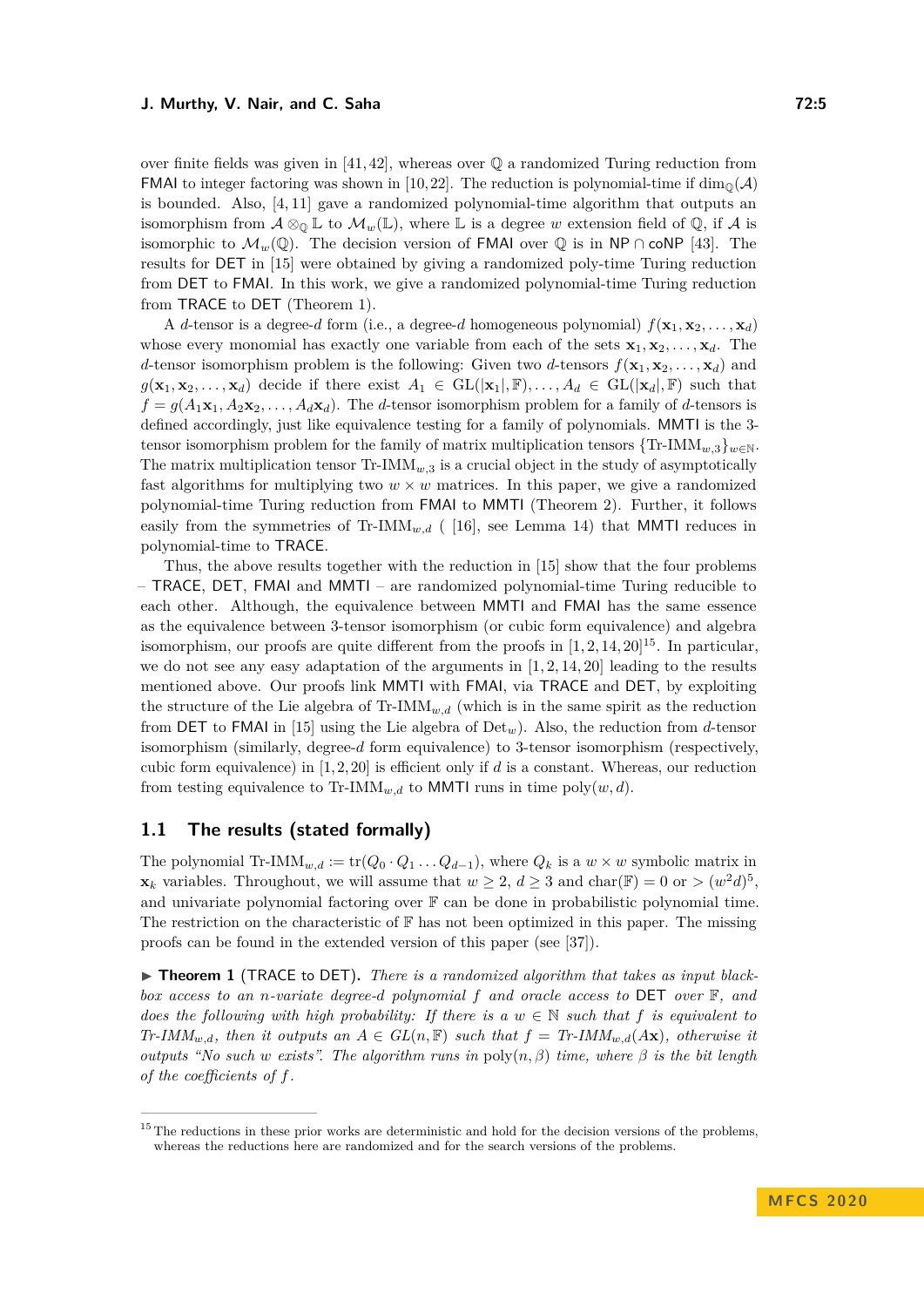over finite fields was given in [41, 42], whereas over $\mathbb{Q}$ a randomized Turing reduction from FMAI to integer factoring was shown in [10, 22]. The reduction is polynomial-time if $\dim_{\mathbb{Q}}(\mathcal{A})$ is bounded. Also, [4, 11] gave a randomized polynomial-time algorithm that outputs an isomorphism from $\mathcal{A} \otimes_{\mathbb{Q}} \mathbb{L}$ to $\mathcal{M}_w(\mathbb{L})$, where $\mathbb{L}$ is a degree $w$ extension field of $\mathbb{Q}$, if $\mathcal{A}$ is isomorphic to $\mathcal{M}_w(\mathbb{Q})$. The decision version of FMAI over $\mathbb{Q}$ is in NP $\cap$ coNP [43]. The results for DET in [15] were obtained by giving a randomized poly-time Turing reduction from DET to FMAI. In this work, we give a randomized polynomial-time Turing reduction from TRACE to DET (Theorem 1).

A $d$-tensor is a degree-$d$ form (i.e., a degree-$d$ homogeneous polynomial) $f(\mathbf{x}_1, \mathbf{x}_2, \ldots, \mathbf{x}_d)$ whose every monomial has exactly one variable from each of the sets $\mathbf{x}_1, \mathbf{x}_2, \ldots, \mathbf{x}_d$. The $d$-tensor isomorphism problem is the following: Given two $d$-tensors $f(\mathbf{x}_1, \mathbf{x}_2, \ldots, \mathbf{x}_d)$ and $g(\mathbf{x}_1, \mathbf{x}_2, \ldots, \mathbf{x}_d)$ decide if there exist $A_1 \in \mathrm{GL}(|\mathbf{x}_1|, \mathbb{F}), \ldots, A_d \in \mathrm{GL}(|\mathbf{x}_d|, \mathbb{F})$ such that $f = g(A_1\mathbf{x}_1, A_2\mathbf{x}_2, \ldots, A_d\mathbf{x}_d)$. The $d$-tensor isomorphism problem for a family of $d$-tensors is defined accordingly, just like equivalence testing for a family of polynomials. MMTI is the 3-tensor isomorphism problem for the family of matrix multiplication tensors $\{\text{Tr-IMM}_{w,3}\}_{w \in \mathbb{N}}$. The matrix multiplication tensor $\text{Tr-IMM}_{w,3}$ is a crucial object in the study of asymptotically fast algorithms for multiplying two $w \times w$ matrices. In this paper, we give a randomized polynomial-time Turing reduction from FMAI to MMTI (Theorem 2). Further, it follows easily from the symmetries of $\text{Tr-IMM}_{w,d}$ ( [16], see Lemma 14) that MMTI reduces in polynomial-time to TRACE.

Thus, the above results together with the reduction in [15] show that the four problems – TRACE, DET, FMAI and MMTI – are randomized polynomial-time Turing reducible to each other. Although, the equivalence between MMTI and FMAI has the same essence as the equivalence between 3-tensor isomorphism (or cubic form equivalence) and algebra isomorphism, our proofs are quite different from the proofs in [1, 2, 14, 20][15]. In particular, we do not see any easy adaptation of the arguments in [1, 2, 14, 20] leading to the results mentioned above. Our proofs link MMTI with FMAI, via TRACE and DET, by exploiting the structure of the Lie algebra of $\text{Tr-IMM}_{w,d}$ (which is in the same spirit as the reduction from DET to FMAI in [15] using the Lie algebra of $\text{Det}_w$). Also, the reduction from $d$-tensor isomorphism (similarly, degree-$d$ form equivalence) to 3-tensor isomorphism (respectively, cubic form equivalence) in [1, 2, 20] is efficient only if $d$ is a constant. Whereas, our reduction from testing equivalence to $\text{Tr-IMM}_{w,d}$ to MMTI runs in time $\mathrm{poly}(w, d)$.

## 1.1 The results (stated formally)

The polynomial $\text{Tr-IMM}_{w,d} := \mathrm{tr}(Q_0 \cdot Q_1 \ldots Q_{d-1})$, where $Q_k$ is a $w \times w$ symbolic matrix in $\mathbf{x}_k$ variables. Throughout, we will assume that $w \geq 2$, $d \geq 3$ and $\mathrm{char}(\mathbb{F}) = 0$ or $> (w^2 d)^5$, and univariate polynomial factoring over $\mathbb{F}$ can be done in probabilistic polynomial time. The restriction on the characteristic of $\mathbb{F}$ has not been optimized in this paper. The missing proofs can be found in the extended version of this paper (see [37]).

▶ **Theorem 1** (TRACE to DET). *There is a randomized algorithm that takes as input black-box access to an $n$-variate degree-$d$ polynomial $f$ and oracle access to* DET *over $\mathbb{F}$, and does the following with high probability: If there is a $w \in \mathbb{N}$ such that $f$ is equivalent to $\text{Tr-IMM}_{w,d}$, then it outputs an $A \in GL(n, \mathbb{F})$ such that $f = \text{Tr-IMM}_{w,d}(A\mathbf{x})$, otherwise it outputs "No such $w$ exists". The algorithm runs in $\mathrm{poly}(n, \beta)$ time, where $\beta$ is the bit length of the coefficients of $f$.*

[15] The reductions in these prior works are deterministic and hold for the decision versions of the problems, whereas the reductions here are randomized and for the search versions of the problems.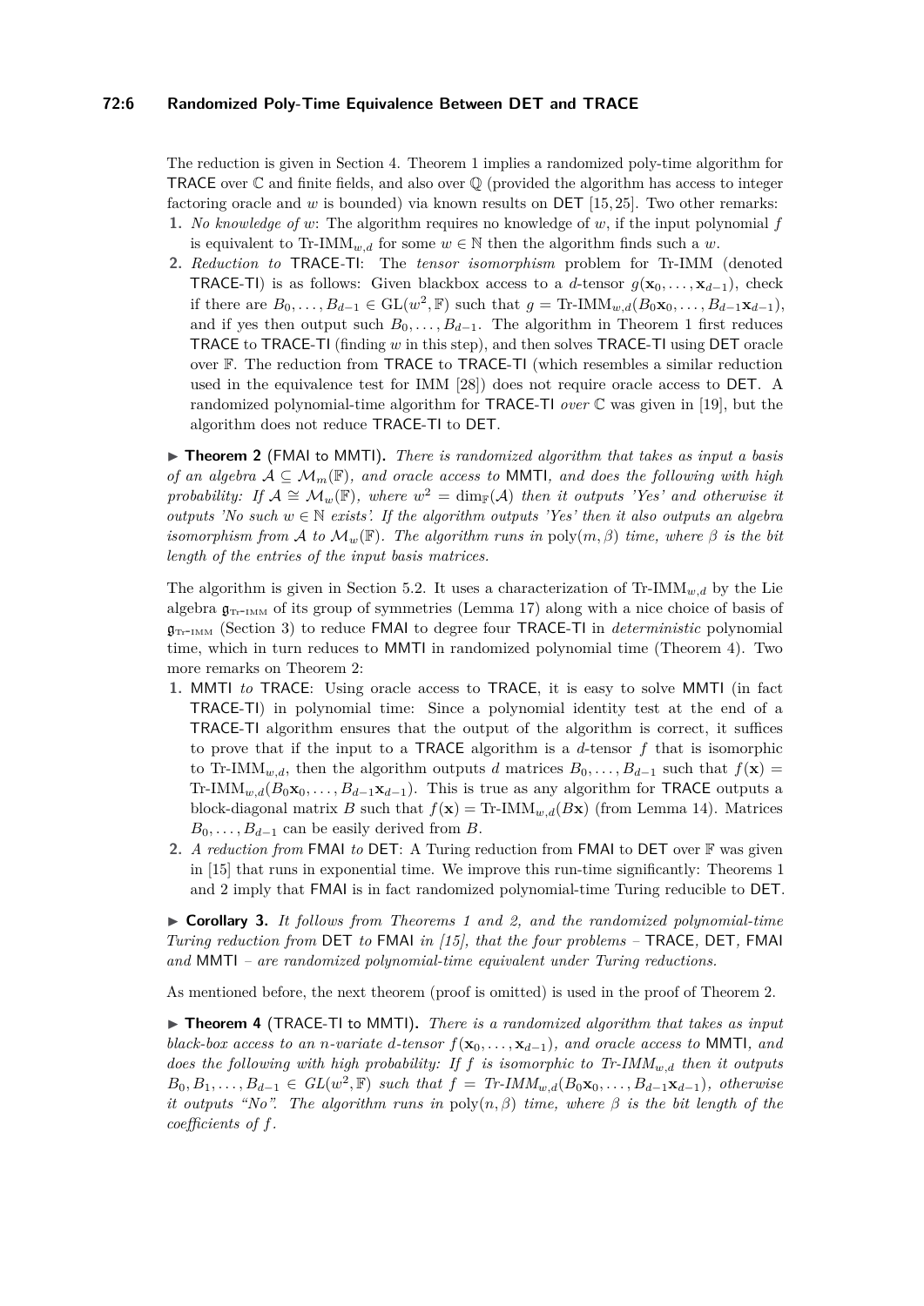The reduction is given in Section 4. Theorem 1 implies a randomized poly-time algorithm for TRACE over $\mathbb{C}$ and finite fields, and also over $\mathbb{Q}$ (provided the algorithm has access to integer factoring oracle and $w$ is bounded) via known results on DET [15, 25]. Two other remarks:

1. *No knowledge of $w$*: The algorithm requires no knowledge of $w$, if the input polynomial $f$ is equivalent to $\text{Tr-IMM}_{w,d}$ for some $w \in \mathbb{N}$ then the algorithm finds such a $w$.
2. *Reduction to* TRACE-TI: The *tensor isomorphism* problem for Tr-IMM (denoted TRACE-TI) is as follows: Given blackbox access to a $d$-tensor $g(\mathbf{x}_0, \ldots, \mathbf{x}_{d-1})$, check if there are $B_0, \ldots, B_{d-1} \in \text{GL}(w^2, \mathbb{F})$ such that $g = \text{Tr-IMM}_{w,d}(B_0\mathbf{x}_0, \ldots, B_{d-1}\mathbf{x}_{d-1})$, and if yes then output such $B_0, \ldots, B_{d-1}$. The algorithm in Theorem 1 first reduces TRACE to TRACE-TI (finding $w$ in this step), and then solves TRACE-TI using DET oracle over $\mathbb{F}$. The reduction from TRACE to TRACE-TI (which resembles a similar reduction used in the equivalence test for IMM [28]) does not require oracle access to DET. A randomized polynomial-time algorithm for TRACE-TI *over* $\mathbb{C}$ was given in [19], but the algorithm does not reduce TRACE-TI to DET.

▶ **Theorem 2** (FMAI to MMTI)**.** *There is randomized algorithm that takes as input a basis of an algebra $\mathcal{A} \subseteq \mathcal{M}_m(\mathbb{F})$, and oracle access to* MMTI*, and does the following with high probability: If $\mathcal{A} \cong \mathcal{M}_w(\mathbb{F})$, where $w^2 = \dim_{\mathbb{F}}(\mathcal{A})$ then it outputs 'Yes' and otherwise it outputs 'No such $w \in \mathbb{N}$ exists'. If the algorithm outputs 'Yes' then it also outputs an algebra isomorphism from $\mathcal{A}$ to $\mathcal{M}_w(\mathbb{F})$. The algorithm runs in $\text{poly}(m, \beta)$ time, where $\beta$ is the bit length of the entries of the input basis matrices.*

The algorithm is given in Section 5.2. It uses a characterization of $\text{Tr-IMM}_{w,d}$ by the Lie algebra $\mathfrak{g}_{\text{Tr-IMM}}$ of its group of symmetries (Lemma 17) along with a nice choice of basis of $\mathfrak{g}_{\text{Tr-IMM}}$ (Section 3) to reduce FMAI to degree four TRACE-TI in *deterministic* polynomial time, which in turn reduces to MMTI in randomized polynomial time (Theorem 4). Two more remarks on Theorem 2:

1. MMTI *to* TRACE: Using oracle access to TRACE, it is easy to solve MMTI (in fact TRACE-TI) in polynomial time: Since a polynomial identity test at the end of a TRACE-TI algorithm ensures that the output of the algorithm is correct, it suffices to prove that if the input to a TRACE algorithm is a $d$-tensor $f$ that is isomorphic to $\text{Tr-IMM}_{w,d}$, then the algorithm outputs $d$ matrices $B_0, \ldots, B_{d-1}$ such that $f(\mathbf{x}) = \text{Tr-IMM}_{w,d}(B_0\mathbf{x}_0, \ldots, B_{d-1}\mathbf{x}_{d-1})$. This is true as any algorithm for TRACE outputs a block-diagonal matrix $B$ such that $f(\mathbf{x}) = \text{Tr-IMM}_{w,d}(B\mathbf{x})$ (from Lemma 14). Matrices $B_0, \ldots, B_{d-1}$ can be easily derived from $B$.
2. *A reduction from* FMAI *to* DET: A Turing reduction from FMAI to DET over $\mathbb{F}$ was given in [15] that runs in exponential time. We improve this run-time significantly: Theorems 1 and 2 imply that FMAI is in fact randomized polynomial-time Turing reducible to DET.

▶ **Corollary 3.** *It follows from Theorems 1 and 2, and the randomized polynomial-time Turing reduction from* DET *to* FMAI *in [15], that the four problems –* TRACE*,* DET*,* FMAI *and* MMTI *– are randomized polynomial-time equivalent under Turing reductions.*

As mentioned before, the next theorem (proof is omitted) is used in the proof of Theorem 2.

▶ **Theorem 4** (TRACE-TI to MMTI)**.** *There is a randomized algorithm that takes as input black-box access to an $n$-variate $d$-tensor $f(\mathbf{x}_0, \ldots, \mathbf{x}_{d-1})$, and oracle access to* MMTI*, and does the following with high probability: If $f$ is isomorphic to $\text{Tr-IMM}_{w,d}$ then it outputs $B_0, B_1, \ldots, B_{d-1} \in GL(w^2, \mathbb{F})$ such that $f = \text{Tr-IMM}_{w,d}(B_0\mathbf{x}_0, \ldots, B_{d-1}\mathbf{x}_{d-1})$, otherwise it outputs "No". The algorithm runs in $\text{poly}(n, \beta)$ time, where $\beta$ is the bit length of the coefficients of $f$.*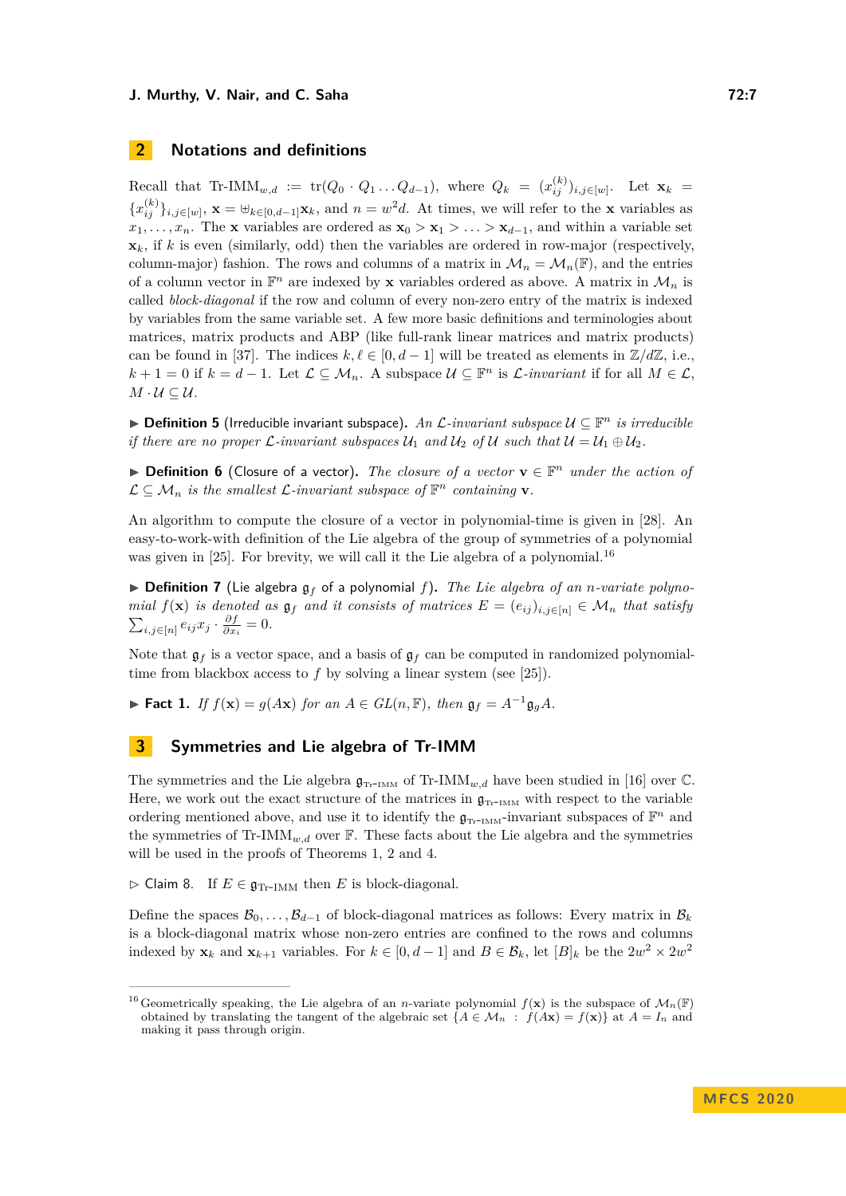## 2 Notations and definitions

Recall that $\text{Tr-IMM}_{w,d} := \text{tr}(Q_0 \cdot Q_1 \dots Q_{d-1})$, where $Q_k = (x_{ij}^{(k)})_{i,j\in[w]}$. Let $\mathbf{x}_k = \{x_{ij}^{(k)}\}_{i,j\in[w]}$, $\mathbf{x} = \uplus_{k\in[0,d-1]}\mathbf{x}_k$, and $n = w^2 d$. At times, we will refer to the $\mathbf{x}$ variables as $x_1, \dots, x_n$. The $\mathbf{x}$ variables are ordered as $\mathbf{x}_0 > \mathbf{x}_1 > \dots > \mathbf{x}_{d-1}$, and within a variable set $\mathbf{x}_k$, if $k$ is even (similarly, odd) then the variables are ordered in row-major (respectively, column-major) fashion. The rows and columns of a matrix in $\mathcal{M}_n = \mathcal{M}_n(\mathbb{F})$, and the entries of a column vector in $\mathbb{F}^n$ are indexed by $\mathbf{x}$ variables ordered as above. A matrix in $\mathcal{M}_n$ is called *block-diagonal* if the row and column of every non-zero entry of the matrix is indexed by variables from the same variable set. A few more basic definitions and terminologies about matrices, matrix products and ABP (like full-rank linear matrices and matrix products) can be found in [37]. The indices $k, \ell \in [0, d-1]$ will be treated as elements in $\mathbb{Z}/d\mathbb{Z}$, i.e., $k + 1 = 0$ if $k = d - 1$. Let $\mathcal{L} \subseteq \mathcal{M}_n$. A subspace $\mathcal{U} \subseteq \mathbb{F}^n$ is $\mathcal{L}$*-invariant* if for all $M \in \mathcal{L}$, $M \cdot \mathcal{U} \subseteq \mathcal{U}$.

▶ **Definition 5** (Irreducible invariant subspace). *An $\mathcal{L}$-invariant subspace $\mathcal{U} \subseteq \mathbb{F}^n$ is irreducible if there are no proper $\mathcal{L}$-invariant subspaces $\mathcal{U}_1$ and $\mathcal{U}_2$ of $\mathcal{U}$ such that $\mathcal{U} = \mathcal{U}_1 \oplus \mathcal{U}_2$.*

▶ **Definition 6** (Closure of a vector). *The closure of a vector $\mathbf{v} \in \mathbb{F}^n$ under the action of $\mathcal{L} \subseteq \mathcal{M}_n$ is the smallest $\mathcal{L}$-invariant subspace of $\mathbb{F}^n$ containing $\mathbf{v}$.*

An algorithm to compute the closure of a vector in polynomial-time is given in [28]. An easy-to-work-with definition of the Lie algebra of the group of symmetries of a polynomial was given in [25]. For brevity, we will call it the Lie algebra of a polynomial.[16]

▶ **Definition 7** (Lie algebra $\mathfrak{g}_f$ of a polynomial $f$). *The Lie algebra of an $n$-variate polynomial $f(\mathbf{x})$ is denoted as $\mathfrak{g}_f$ and it consists of matrices $E = (e_{ij})_{i,j\in[n]} \in \mathcal{M}_n$ that satisfy $\sum_{i,j\in[n]} e_{ij} x_j \cdot \frac{\partial f}{\partial x_i} = 0$.*

Note that $\mathfrak{g}_f$ is a vector space, and a basis of $\mathfrak{g}_f$ can be computed in randomized polynomial-time from blackbox access to $f$ by solving a linear system (see [25]).

▶ **Fact 1.** *If $f(\mathbf{x}) = g(A\mathbf{x})$ for an $A \in GL(n, \mathbb{F})$, then $\mathfrak{g}_f = A^{-1}\mathfrak{g}_g A$.*

## 3 Symmetries and Lie algebra of Tr-IMM

The symmetries and the Lie algebra $\mathfrak{g}_{\text{Tr-IMM}}$ of $\text{Tr-IMM}_{w,d}$ have been studied in [16] over $\mathbb{C}$. Here, we work out the exact structure of the matrices in $\mathfrak{g}_{\text{Tr-IMM}}$ with respect to the variable ordering mentioned above, and use it to identify the $\mathfrak{g}_{\text{Tr-IMM}}$-invariant subspaces of $\mathbb{F}^n$ and the symmetries of $\text{Tr-IMM}_{w,d}$ over $\mathbb{F}$. These facts about the Lie algebra and the symmetries will be used in the proofs of Theorems 1, 2 and 4.

▷ Claim 8. If $E \in \mathfrak{g}_{\text{Tr-IMM}}$ then $E$ is block-diagonal.

Define the spaces $\mathcal{B}_0, \dots, \mathcal{B}_{d-1}$ of block-diagonal matrices as follows: Every matrix in $\mathcal{B}_k$ is a block-diagonal matrix whose non-zero entries are confined to the rows and columns indexed by $\mathbf{x}_k$ and $\mathbf{x}_{k+1}$ variables. For $k \in [0, d-1]$ and $B \in \mathcal{B}_k$, let $[B]_k$ be the $2w^2 \times 2w^2$

---

[16] Geometrically speaking, the Lie algebra of an $n$-variate polynomial $f(\mathbf{x})$ is the subspace of $\mathcal{M}_n(\mathbb{F})$ obtained by translating the tangent of the algebraic set $\{A \in \mathcal{M}_n : f(A\mathbf{x}) = f(\mathbf{x})\}$ at $A = I_n$ and making it pass through origin.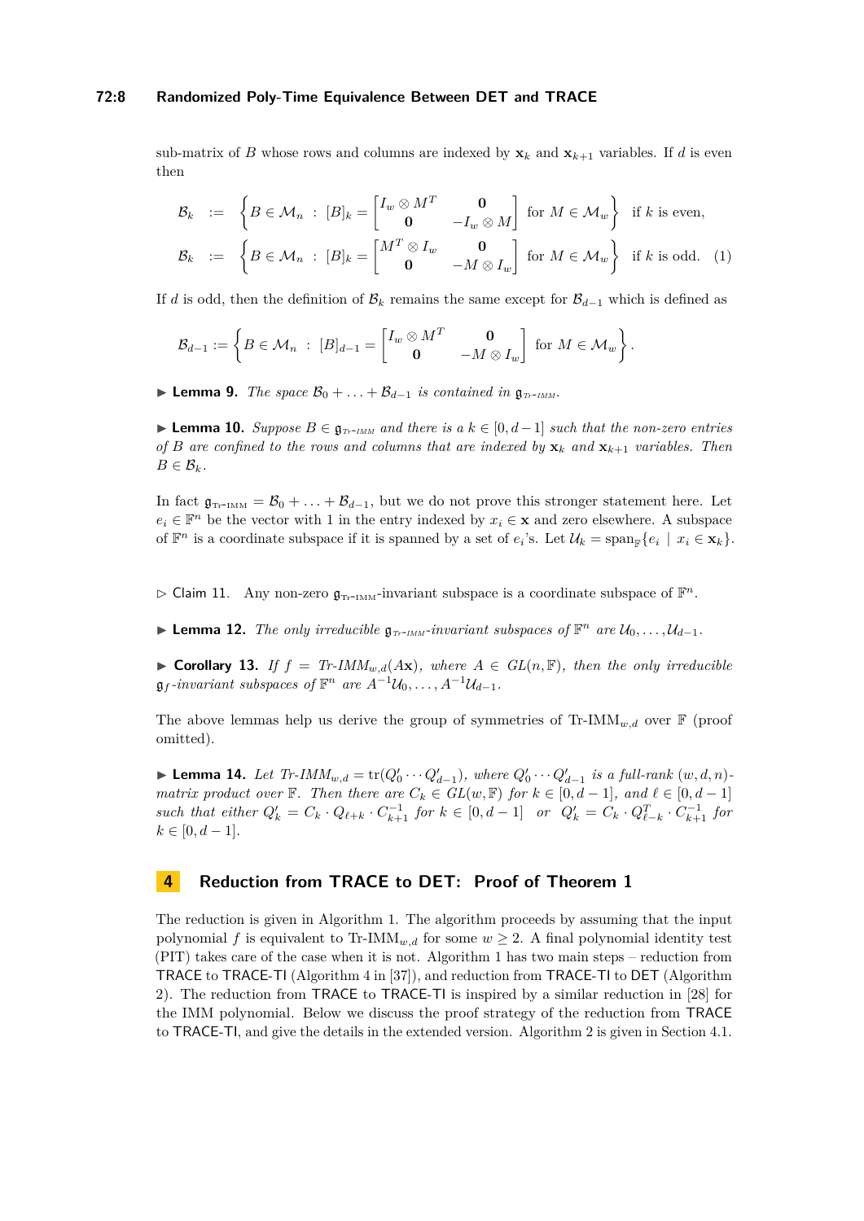sub-matrix of $B$ whose rows and columns are indexed by $\mathbf{x}_k$ and $\mathbf{x}_{k+1}$ variables. If $d$ is even then

$$
\begin{aligned}
\mathcal{B}_k &:= \left\{ B \in \mathcal{M}_n \;:\; [B]_k = \begin{bmatrix} I_w \otimes M^T & \mathbf{0} \\ \mathbf{0} & -I_w \otimes M \end{bmatrix} \text{ for } M \in \mathcal{M}_w \right\} \text{ if } k \text{ is even,} \\
\mathcal{B}_k &:= \left\{ B \in \mathcal{M}_n \;:\; [B]_k = \begin{bmatrix} M^T \otimes I_w & \mathbf{0} \\ \mathbf{0} & -M \otimes I_w \end{bmatrix} \text{ for } M \in \mathcal{M}_w \right\} \text{ if } k \text{ is odd.} \quad (1)
\end{aligned}
$$

If $d$ is odd, then the definition of $\mathcal{B}_k$ remains the same except for $\mathcal{B}_{d-1}$ which is defined as

$$
\mathcal{B}_{d-1} := \left\{ B \in \mathcal{M}_n \;:\; [B]_{d-1} = \begin{bmatrix} I_w \otimes M^T & \mathbf{0} \\ \mathbf{0} & -M \otimes I_w \end{bmatrix} \text{ for } M \in \mathcal{M}_w \right\}.
$$

▶ **Lemma 9.** *The space $\mathcal{B}_0 + \ldots + \mathcal{B}_{d-1}$ is contained in $\mathfrak{g}_{\text{Tr-IMM}}$.*

▶ **Lemma 10.** *Suppose $B \in \mathfrak{g}_{\text{Tr-IMM}}$ and there is a $k \in [0, d-1]$ such that the non-zero entries of $B$ are confined to the rows and columns that are indexed by $\mathbf{x}_k$ and $\mathbf{x}_{k+1}$ variables. Then $B \in \mathcal{B}_k$.*

In fact $\mathfrak{g}_{\text{Tr-IMM}} = \mathcal{B}_0 + \ldots + \mathcal{B}_{d-1}$, but we do not prove this stronger statement here. Let $e_i \in \mathbb{F}^n$ be the vector with 1 in the entry indexed by $x_i \in \mathbf{x}$ and zero elsewhere. A subspace of $\mathbb{F}^n$ is a coordinate subspace if it is spanned by a set of $e_i$'s. Let $\mathcal{U}_k = \text{span}_{\mathbb{F}}\{e_i \mid x_i \in \mathbf{x}_k\}$.

▷ Claim 11. Any non-zero $\mathfrak{g}_{\text{Tr-IMM}}$-invariant subspace is a coordinate subspace of $\mathbb{F}^n$.

▶ **Lemma 12.** *The only irreducible $\mathfrak{g}_{\text{Tr-IMM}}$-invariant subspaces of $\mathbb{F}^n$ are $\mathcal{U}_0, \ldots, \mathcal{U}_{d-1}$.*

▶ **Corollary 13.** *If $f = \text{Tr-IMM}_{w,d}(A\mathbf{x})$, where $A \in GL(n, \mathbb{F})$, then the only irreducible $\mathfrak{g}_f$-invariant subspaces of $\mathbb{F}^n$ are $A^{-1}\mathcal{U}_0, \ldots, A^{-1}\mathcal{U}_{d-1}$.*

The above lemmas help us derive the group of symmetries of $\text{Tr-IMM}_{w,d}$ over $\mathbb{F}$ (proof omitted).

▶ **Lemma 14.** *Let $\text{Tr-IMM}_{w,d} = \text{tr}(Q'_0 \cdots Q'_{d-1})$, where $Q'_0 \cdots Q'_{d-1}$ is a full-rank $(w, d, n)$-matrix product over $\mathbb{F}$. Then there are $C_k \in GL(w, \mathbb{F})$ for $k \in [0, d-1]$, and $\ell \in [0, d-1]$ such that either $Q'_k = C_k \cdot Q_{\ell+k} \cdot C_{k+1}^{-1}$ for $k \in [0, d-1]$ or $Q'_k = C_k \cdot Q_{\ell-k}^T \cdot C_{k+1}^{-1}$ for $k \in [0, d-1]$.*

## 4 Reduction from TRACE to DET: Proof of Theorem 1

The reduction is given in Algorithm 1. The algorithm proceeds by assuming that the input polynomial $f$ is equivalent to $\text{Tr-IMM}_{w,d}$ for some $w \geq 2$. A final polynomial identity test (PIT) takes care of the case when it is not. Algorithm 1 has two main steps – reduction from TRACE to TRACE-TI (Algorithm 4 in [37]), and reduction from TRACE-TI to DET (Algorithm 2). The reduction from TRACE to TRACE-TI is inspired by a similar reduction in [28] for the IMM polynomial. Below we discuss the proof strategy of the reduction from TRACE to TRACE-TI, and give the details in the extended version. Algorithm 2 is given in Section 4.1.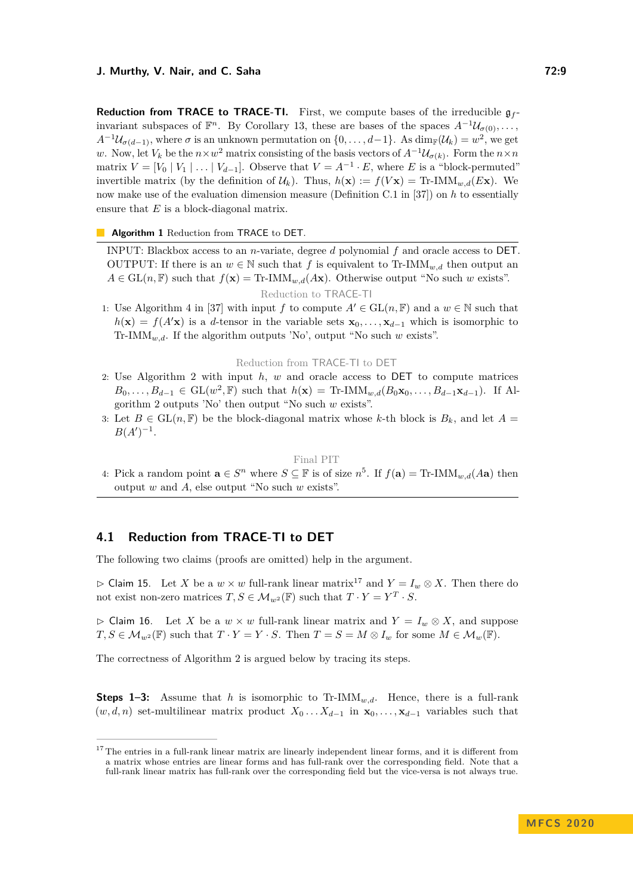**Reduction from TRACE to TRACE-TI.** First, we compute bases of the irreducible $\mathfrak{g}_f$-invariant subspaces of $\mathbb{F}^n$. By Corollary 13, these are bases of the spaces $A^{-1}\mathcal{U}_{\sigma(0)}, \ldots, A^{-1}\mathcal{U}_{\sigma(d-1)}$, where $\sigma$ is an unknown permutation on $\{0, \ldots, d-1\}$. As $\dim_{\mathbb{F}}(\mathcal{U}_k) = w^2$, we get $w$. Now, let $V_k$ be the $n \times w^2$ matrix consisting of the basis vectors of $A^{-1}\mathcal{U}_{\sigma(k)}$. Form the $n \times n$ matrix $V = [V_0 \mid V_1 \mid \ldots \mid V_{d-1}]$. Observe that $V = A^{-1} \cdot E$, where $E$ is a "block-permuted" invertible matrix (by the definition of $\mathcal{U}_k$). Thus, $h(\mathbf{x}) := f(V\mathbf{x}) = \text{Tr-IMM}_{w,d}(E\mathbf{x})$. We now make use of the evaluation dimension measure (Definition C.1 in [37]) on $h$ to essentially ensure that $E$ is a block-diagonal matrix.

**Algorithm 1** Reduction from TRACE to DET.

INPUT: Blackbox access to an $n$-variate, degree $d$ polynomial $f$ and oracle access to DET.
OUTPUT: If there is an $w \in \mathbb{N}$ such that $f$ is equivalent to $\text{Tr-IMM}_{w,d}$ then output an $A \in \text{GL}(n, \mathbb{F})$ such that $f(\mathbf{x}) = \text{Tr-IMM}_{w,d}(A\mathbf{x})$. Otherwise output "No such $w$ exists".

Reduction to TRACE-TI

1. Use Algorithm 4 in [37] with input $f$ to compute $A' \in \text{GL}(n, \mathbb{F})$ and a $w \in \mathbb{N}$ such that $h(\mathbf{x}) = f(A'\mathbf{x})$ is a $d$-tensor in the variable sets $\mathbf{x}_0, \ldots, \mathbf{x}_{d-1}$ which is isomorphic to $\text{Tr-IMM}_{w,d}$. If the algorithm outputs 'No', output "No such $w$ exists".

Reduction from TRACE-TI to DET

2. Use Algorithm 2 with input $h$, $w$ and oracle access to DET to compute matrices $B_0, \ldots, B_{d-1} \in \text{GL}(w^2, \mathbb{F})$ such that $h(\mathbf{x}) = \text{Tr-IMM}_{w,d}(B_0\mathbf{x}_0, \ldots, B_{d-1}\mathbf{x}_{d-1})$. If Algorithm 2 outputs 'No' then output "No such $w$ exists".
3. Let $B \in \text{GL}(n, \mathbb{F})$ be the block-diagonal matrix whose $k$-th block is $B_k$, and let $A = B(A')^{-1}$.

Final PIT

4. Pick a random point $\mathbf{a} \in S^n$ where $S \subseteq \mathbb{F}$ is of size $n^5$. If $f(\mathbf{a}) = \text{Tr-IMM}_{w,d}(A\mathbf{a})$ then output $w$ and $A$, else output "No such $w$ exists".

## 4.1 Reduction from TRACE-TI to DET

The following two claims (proofs are omitted) help in the argument.

▷ Claim 15. Let $X$ be a $w \times w$ full-rank linear matrix[17] and $Y = I_w \otimes X$. Then there do not exist non-zero matrices $T, S \in \mathcal{M}_{w^2}(\mathbb{F})$ such that $T \cdot Y = Y^T \cdot S$.

▷ Claim 16. Let $X$ be a $w \times w$ full-rank linear matrix and $Y = I_w \otimes X$, and suppose $T, S \in \mathcal{M}_{w^2}(\mathbb{F})$ such that $T \cdot Y = Y \cdot S$. Then $T = S = M \otimes I_w$ for some $M \in \mathcal{M}_w(\mathbb{F})$.

The correctness of Algorithm 2 is argued below by tracing its steps.

**Steps 1–3:** Assume that $h$ is isomorphic to $\text{Tr-IMM}_{w,d}$. Hence, there is a full-rank $(w, d, n)$ set-multilinear matrix product $X_0 \ldots X_{d-1}$ in $\mathbf{x}_0, \ldots, \mathbf{x}_{d-1}$ variables such that

[17] The entries in a full-rank linear matrix are linearly independent linear forms, and it is different from a matrix whose entries are linear forms and has full-rank over the corresponding field. Note that a full-rank linear matrix has full-rank over the corresponding field but the vice-versa is not always true.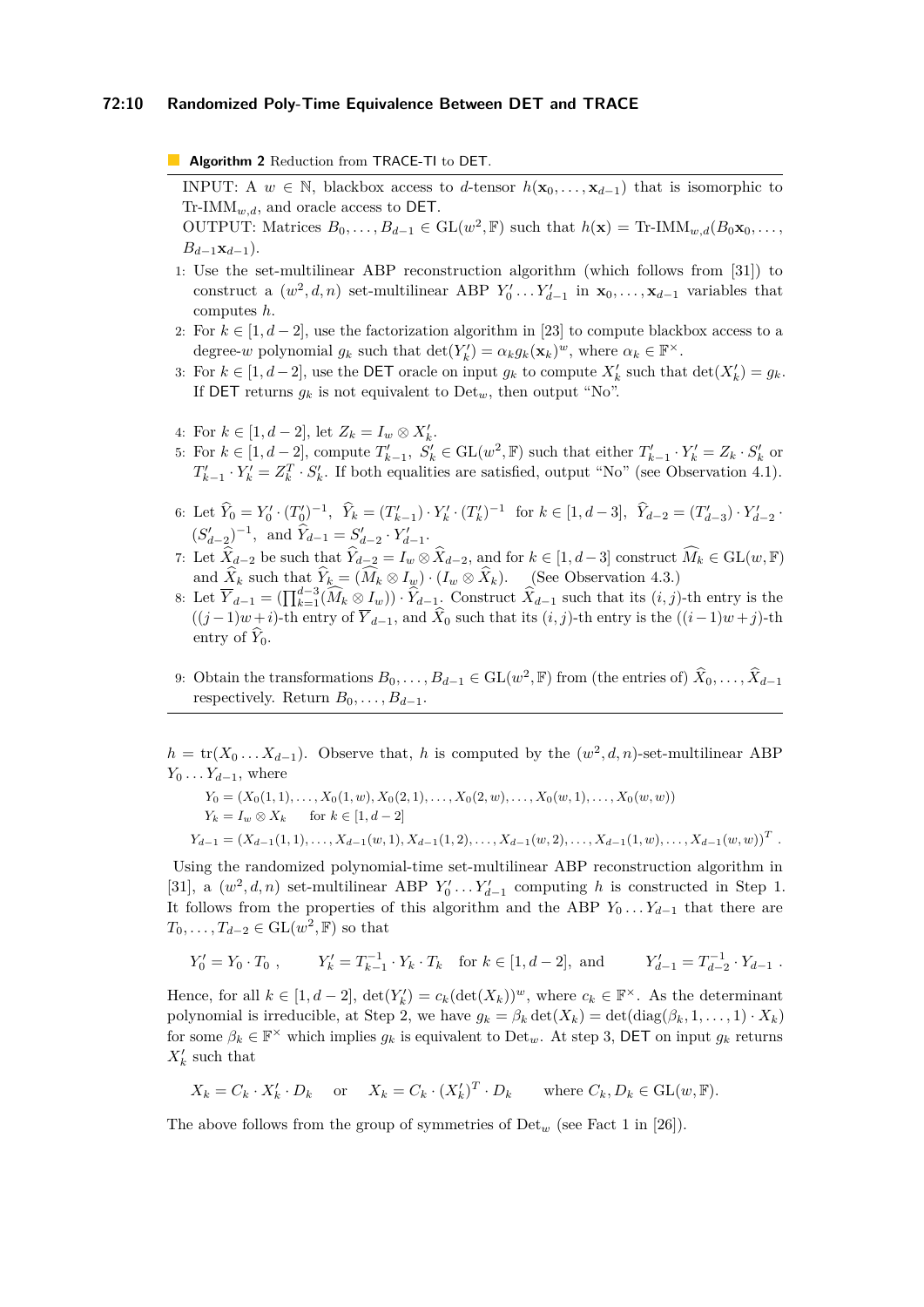**Algorithm 2** Reduction from TRACE-TI to DET.

INPUT: A $w \in \mathbb{N}$, blackbox access to $d$-tensor $h(\mathbf{x}_0, \ldots, \mathbf{x}_{d-1})$ that is isomorphic to $\text{Tr-IMM}_{w,d}$, and oracle access to DET.

OUTPUT: Matrices $B_0, \ldots, B_{d-1} \in \text{GL}(w^2, \mathbb{F})$ such that $h(\mathbf{x}) = \text{Tr-IMM}_{w,d}(B_0\mathbf{x}_0, \ldots, B_{d-1}\mathbf{x}_{d-1})$.

1: Use the set-multilinear ABP reconstruction algorithm (which follows from [31]) to construct a $(w^2, d, n)$ set-multilinear ABP $Y'_0 \ldots Y'_{d-1}$ in $\mathbf{x}_0, \ldots, \mathbf{x}_{d-1}$ variables that computes $h$.

2: For $k \in [1, d-2]$, use the factorization algorithm in [23] to compute blackbox access to a degree-$w$ polynomial $g_k$ such that $\det(Y'_k) = \alpha_k g_k(\mathbf{x}_k)^w$, where $\alpha_k \in \mathbb{F}^\times$.

3: For $k \in [1, d-2]$, use the DET oracle on input $g_k$ to compute $X'_k$ such that $\det(X'_k) = g_k$. If DET returns $g_k$ is not equivalent to $\text{Det}_w$, then output "No".

4: For $k \in [1, d-2]$, let $Z_k = I_w \otimes X'_k$.

5: For $k \in [1, d-2]$, compute $T'_{k-1}, S'_k \in \text{GL}(w^2, \mathbb{F})$ such that either $T'_{k-1} \cdot Y'_k = Z_k \cdot S'_k$ or $T'_{k-1} \cdot Y'_k = Z_k^T \cdot S'_k$. If both equalities are satisfied, output "No" (see Observation 4.1).

6: Let $\widehat{Y}_0 = Y'_0 \cdot (T'_0)^{-1}$, $\widehat{Y}_k = (T'_{k-1}) \cdot Y'_k \cdot (T'_k)^{-1}$ for $k \in [1, d-3]$, $\widehat{Y}_{d-2} = (T'_{d-3}) \cdot Y'_{d-2} \cdot (S'_{d-2})^{-1}$, and $\widehat{Y}_{d-1} = S'_{d-2} \cdot Y'_{d-1}$.

7: Let $\widehat{X}_{d-2}$ be such that $\widehat{Y}_{d-2} = I_w \otimes \widehat{X}_{d-2}$, and for $k \in [1, d-3]$ construct $\widehat{M}_k \in \text{GL}(w, \mathbb{F})$ and $\widehat{X}_k$ such that $\widehat{Y}_k = (\widehat{M}_k \otimes I_w) \cdot (I_w \otimes \widehat{X}_k)$. (See Observation 4.3.)

8: Let $\overline{Y}_{d-1} = (\prod_{k=1}^{d-3}(\widehat{M}_k \otimes I_w)) \cdot \widehat{Y}_{d-1}$. Construct $\widehat{X}_{d-1}$ such that its $(i,j)$-th entry is the $((j-1)w+i)$-th entry of $\overline{Y}_{d-1}$, and $\widehat{X}_0$ such that its $(i,j)$-th entry is the $((i-1)w+j)$-th entry of $\widehat{Y}_0$.

9: Obtain the transformations $B_0, \ldots, B_{d-1} \in \text{GL}(w^2, \mathbb{F})$ from (the entries of) $\widehat{X}_0, \ldots, \widehat{X}_{d-1}$ respectively. Return $B_0, \ldots, B_{d-1}$.

---

$h = \text{tr}(X_0 \ldots X_{d-1})$. Observe that, $h$ is computed by the $(w^2, d, n)$-set-multilinear ABP $Y_0 \ldots Y_{d-1}$, where

$$Y_0 = (X_0(1,1), \ldots, X_0(1,w), X_0(2,1), \ldots, X_0(2,w), \ldots, X_0(w,1), \ldots, X_0(w,w))$$
$$Y_k = I_w \otimes X_k \quad \text{ for } k \in [1, d-2]$$
$$Y_{d-1} = (X_{d-1}(1,1), \ldots, X_{d-1}(w,1), X_{d-1}(1,2), \ldots, X_{d-1}(w,2), \ldots, X_{d-1}(1,w), \ldots, X_{d-1}(w,w))^T.$$

Using the randomized polynomial-time set-multilinear ABP reconstruction algorithm in [31], a $(w^2, d, n)$ set-multilinear ABP $Y'_0 \ldots Y'_{d-1}$ computing $h$ is constructed in Step 1. It follows from the properties of this algorithm and the ABP $Y_0 \ldots Y_{d-1}$ that there are $T_0, \ldots, T_{d-2} \in \text{GL}(w^2, \mathbb{F})$ so that

$$Y'_0 = Y_0 \cdot T_0\,, \qquad Y'_k = T_{k-1}^{-1} \cdot Y_k \cdot T_k \quad \text{for } k \in [1, d-2], \text{ and} \qquad Y'_{d-1} = T_{d-2}^{-1} \cdot Y_{d-1}\,.$$

Hence, for all $k \in [1, d-2]$, $\det(Y'_k) = c_k(\det(X_k))^w$, where $c_k \in \mathbb{F}^\times$. As the determinant polynomial is irreducible, at Step 2, we have $g_k = \beta_k \det(X_k) = \det(\text{diag}(\beta_k, 1, \ldots, 1) \cdot X_k)$ for some $\beta_k \in \mathbb{F}^\times$ which implies $g_k$ is equivalent to $\text{Det}_w$. At step 3, DET on input $g_k$ returns $X'_k$ such that

$$X_k = C_k \cdot X'_k \cdot D_k \quad \text{ or } \quad X_k = C_k \cdot (X'_k)^T \cdot D_k \qquad \text{where } C_k, D_k \in \text{GL}(w, \mathbb{F}).$$

The above follows from the group of symmetries of $\text{Det}_w$ (see Fact 1 in [26]).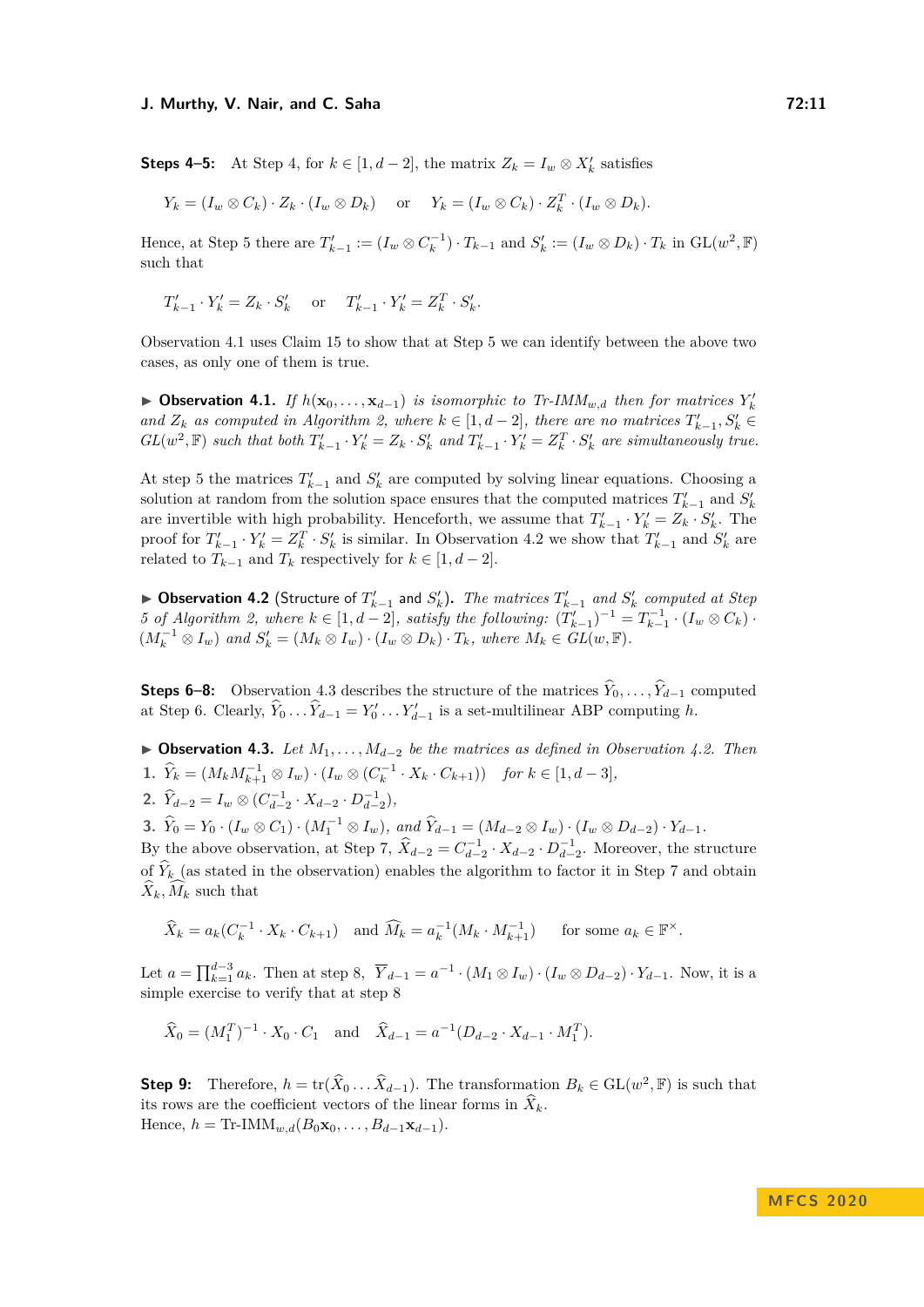**Steps 4–5:** At Step 4, for $k \in [1, d-2]$, the matrix $Z_k = I_w \otimes X'_k$ satisfies

$$Y_k = (I_w \otimes C_k) \cdot Z_k \cdot (I_w \otimes D_k) \quad \text{ or } \quad Y_k = (I_w \otimes C_k) \cdot Z_k^T \cdot (I_w \otimes D_k).$$

Hence, at Step 5 there are $T'_{k-1} := (I_w \otimes C_k^{-1}) \cdot T_{k-1}$ and $S'_k := (I_w \otimes D_k) \cdot T_k$ in $\mathrm{GL}(w^2, \mathbb{F})$ such that

$$T'_{k-1} \cdot Y'_k = Z_k \cdot S'_k \quad \text{ or } \quad T'_{k-1} \cdot Y'_k = Z_k^T \cdot S'_k.$$

Observation 4.1 uses Claim 15 to show that at Step 5 we can identify between the above two cases, as only one of them is true.

▶ **Observation 4.1.** *If $h(\mathbf{x}_0, \ldots, \mathbf{x}_{d-1})$ is isomorphic to Tr-IMM$_{w,d}$ then for matrices $Y'_k$ and $Z_k$ as computed in Algorithm 2, where $k \in [1, d-2]$, there are no matrices $T'_{k-1}, S'_k \in GL(w^2, \mathbb{F})$ such that both $T'_{k-1} \cdot Y'_k = Z_k \cdot S'_k$ and $T'_{k-1} \cdot Y'_k = Z_k^T \cdot S'_k$ are simultaneously true.*

At step 5 the matrices $T'_{k-1}$ and $S'_k$ are computed by solving linear equations. Choosing a solution at random from the solution space ensures that the computed matrices $T'_{k-1}$ and $S'_k$ are invertible with high probability. Henceforth, we assume that $T'_{k-1} \cdot Y'_k = Z_k \cdot S'_k$. The proof for $T'_{k-1} \cdot Y'_k = Z_k^T \cdot S'_k$ is similar. In Observation 4.2 we show that $T'_{k-1}$ and $S'_k$ are related to $T_{k-1}$ and $T_k$ respectively for $k \in [1, d-2]$.

▶ **Observation 4.2** (Structure of $T'_{k-1}$ and $S'_k$)**.** *The matrices $T'_{k-1}$ and $S'_k$ computed at Step 5 of Algorithm 2, where $k \in [1, d-2]$, satisfy the following: $(T'_{k-1})^{-1} = T_{k-1}^{-1} \cdot (I_w \otimes C_k) \cdot (M_k^{-1} \otimes I_w)$ and $S'_k = (M_k \otimes I_w) \cdot (I_w \otimes D_k) \cdot T_k$, where $M_k \in GL(w, \mathbb{F})$.*

**Steps 6–8:** Observation 4.3 describes the structure of the matrices $\widehat{Y}_0, \ldots, \widehat{Y}_{d-1}$ computed at Step 6. Clearly, $\widehat{Y}_0 \ldots \widehat{Y}_{d-1} = Y'_0 \ldots Y'_{d-1}$ is a set-multilinear ABP computing $h$.

▶ **Observation 4.3.** *Let $M_1, \ldots, M_{d-2}$ be the matrices as defined in Observation 4.2. Then*

1. $\widehat{Y}_k = (M_k M_{k+1}^{-1} \otimes I_w) \cdot (I_w \otimes (C_k^{-1} \cdot X_k \cdot C_{k+1}))$ *for $k \in [1, d-3]$,*
2. $\widehat{Y}_{d-2} = I_w \otimes (C_{d-2}^{-1} \cdot X_{d-2} \cdot D_{d-2}^{-1})$,
3. $\widehat{Y}_0 = Y_0 \cdot (I_w \otimes C_1) \cdot (M_1^{-1} \otimes I_w)$, *and* $\widehat{Y}_{d-1} = (M_{d-2} \otimes I_w) \cdot (I_w \otimes D_{d-2}) \cdot Y_{d-1}$.

By the above observation, at Step 7, $\widehat{X}_{d-2} = C_{d-2}^{-1} \cdot X_{d-2} \cdot D_{d-2}^{-1}$. Moreover, the structure of $\widehat{Y}_k$ (as stated in the observation) enables the algorithm to factor it in Step 7 and obtain $\widehat{X}_k, \widehat{M}_k$ such that

$$\widehat{X}_k = a_k(C_k^{-1} \cdot X_k \cdot C_{k+1}) \quad \text{and } \widehat{M}_k = a_k^{-1}(M_k \cdot M_{k+1}^{-1}) \qquad \text{for some } a_k \in \mathbb{F}^\times.$$

Let $a = \prod_{k=1}^{d-3} a_k$. Then at step 8, $\overline{Y}_{d-1} = a^{-1} \cdot (M_1 \otimes I_w) \cdot (I_w \otimes D_{d-2}) \cdot Y_{d-1}$. Now, it is a simple exercise to verify that at step 8

$$\widehat{X}_0 = (M_1^T)^{-1} \cdot X_0 \cdot C_1 \quad \text{and} \quad \widehat{X}_{d-1} = a^{-1}(D_{d-2} \cdot X_{d-1} \cdot M_1^T).$$

**Step 9:** Therefore, $h = \mathrm{tr}(\widehat{X}_0 \ldots \widehat{X}_{d-1})$. The transformation $B_k \in \mathrm{GL}(w^2, \mathbb{F})$ is such that its rows are the coefficient vectors of the linear forms in $\widehat{X}_k$.
Hence, $h = \text{Tr-IMM}_{w,d}(B_0\mathbf{x}_0, \ldots, B_{d-1}\mathbf{x}_{d-1})$.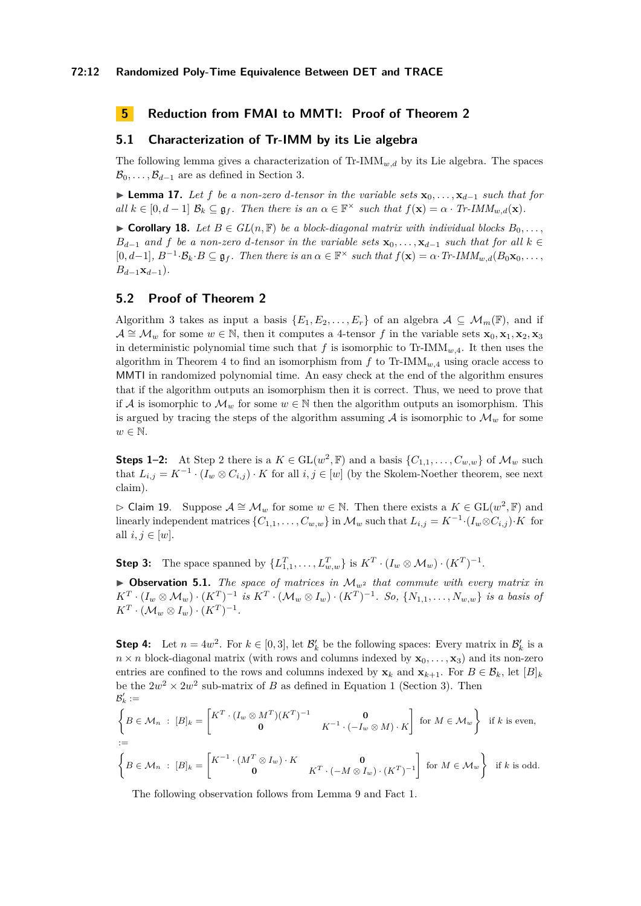## 5 Reduction from FMAI to MMTI: Proof of Theorem 2

### 5.1 Characterization of Tr-IMM by its Lie algebra

The following lemma gives a characterization of Tr-IMM$_{w,d}$ by its Lie algebra. The spaces $\mathcal{B}_0, \ldots, \mathcal{B}_{d-1}$ are as defined in Section 3.

▶ **Lemma 17.** *Let $f$ be a non-zero $d$-tensor in the variable sets $\mathbf{x}_0, \ldots, \mathbf{x}_{d-1}$ such that for all $k \in [0, d-1]$ $\mathcal{B}_k \subseteq \mathfrak{g}_f$. Then there is an $\alpha \in \mathbb{F}^\times$ such that $f(\mathbf{x}) = \alpha \cdot$ Tr-IMM$_{w,d}(\mathbf{x})$.*

▶ **Corollary 18.** *Let $B \in GL(n, \mathbb{F})$ be a block-diagonal matrix with individual blocks $B_0, \ldots, B_{d-1}$ and $f$ be a non-zero $d$-tensor in the variable sets $\mathbf{x}_0, \ldots, \mathbf{x}_{d-1}$ such that for all $k \in [0, d-1]$, $B^{-1} \cdot \mathcal{B}_k \cdot B \subseteq \mathfrak{g}_f$. Then there is an $\alpha \in \mathbb{F}^\times$ such that $f(\mathbf{x}) = \alpha \cdot$ Tr-IMM$_{w,d}(B_0\mathbf{x}_0, \ldots, B_{d-1}\mathbf{x}_{d-1})$.*

### 5.2 Proof of Theorem 2

Algorithm 3 takes as input a basis $\{E_1, E_2, \ldots, E_r\}$ of an algebra $\mathcal{A} \subseteq \mathcal{M}_m(\mathbb{F})$, and if $\mathcal{A} \cong \mathcal{M}_w$ for some $w \in \mathbb{N}$, then it computes a 4-tensor $f$ in the variable sets $\mathbf{x}_0, \mathbf{x}_1, \mathbf{x}_2, \mathbf{x}_3$ in deterministic polynomial time such that $f$ is isomorphic to Tr-IMM$_{w,4}$. It then uses the algorithm in Theorem 4 to find an isomorphism from $f$ to Tr-IMM$_{w,4}$ using oracle access to MMTI in randomized polynomial time. An easy check at the end of the algorithm ensures that if the algorithm outputs an isomorphism then it is correct. Thus, we need to prove that if $\mathcal{A}$ is isomorphic to $\mathcal{M}_w$ for some $w \in \mathbb{N}$ then the algorithm outputs an isomorphism. This is argued by tracing the steps of the algorithm assuming $\mathcal{A}$ is isomorphic to $\mathcal{M}_w$ for some $w \in \mathbb{N}$.

**Steps 1–2:** At Step 2 there is a $K \in \mathrm{GL}(w^2, \mathbb{F})$ and a basis $\{C_{1,1}, \ldots, C_{w,w}\}$ of $\mathcal{M}_w$ such that $L_{i,j} = K^{-1} \cdot (I_w \otimes C_{i,j}) \cdot K$ for all $i, j \in [w]$ (by the Skolem-Noether theorem, see next claim).

▷ Claim 19. Suppose $\mathcal{A} \cong \mathcal{M}_w$ for some $w \in \mathbb{N}$. Then there exists a $K \in \mathrm{GL}(w^2, \mathbb{F})$ and linearly independent matrices $\{C_{1,1}, \ldots, C_{w,w}\}$ in $\mathcal{M}_w$ such that $L_{i,j} = K^{-1} \cdot (I_w \otimes C_{i,j}) \cdot K$ for all $i, j \in [w]$.

**Step 3:** The space spanned by $\{L_{1,1}^T, \ldots, L_{w,w}^T\}$ is $K^T \cdot (I_w \otimes \mathcal{M}_w) \cdot (K^T)^{-1}$.

▶ **Observation 5.1.** *The space of matrices in $\mathcal{M}_{w^2}$ that commute with every matrix in $K^T \cdot (I_w \otimes \mathcal{M}_w) \cdot (K^T)^{-1}$ is $K^T \cdot (\mathcal{M}_w \otimes I_w) \cdot (K^T)^{-1}$. So, $\{N_{1,1}, \ldots, N_{w,w}\}$ is a basis of $K^T \cdot (\mathcal{M}_w \otimes I_w) \cdot (K^T)^{-1}$.*

**Step 4:** Let $n = 4w^2$. For $k \in [0, 3]$, let $\mathcal{B}'_k$ be the following spaces: Every matrix in $\mathcal{B}'_k$ is a $n \times n$ block-diagonal matrix (with rows and columns indexed by $\mathbf{x}_0, \ldots, \mathbf{x}_3$) and its non-zero entries are confined to the rows and columns indexed by $\mathbf{x}_k$ and $\mathbf{x}_{k+1}$. For $B \in \mathcal{B}_k$, let $[B]_k$ be the $2w^2 \times 2w^2$ sub-matrix of $B$ as defined in Equation 1 (Section 3). Then
$\mathcal{B}'_k :=$

$$\left\{ B \in \mathcal{M}_n \;:\; [B]_k = \begin{bmatrix} K^T \cdot (I_w \otimes M^T)(K^T)^{-1} & \mathbf{0} \\ \mathbf{0} & K^{-1} \cdot (-I_w \otimes M) \cdot K \end{bmatrix} \text{ for } M \in \mathcal{M}_w \right\} \text{ if } k \text{ is even,}$$

$:=$

$$\left\{ B \in \mathcal{M}_n \;:\; [B]_k = \begin{bmatrix} K^{-1} \cdot (M^T \otimes I_w) \cdot K & \mathbf{0} \\ \mathbf{0} & K^T \cdot (-M \otimes I_w) \cdot (K^T)^{-1} \end{bmatrix} \text{ for } M \in \mathcal{M}_w \right\} \text{ if } k \text{ is odd.}$$

The following observation follows from Lemma 9 and Fact 1.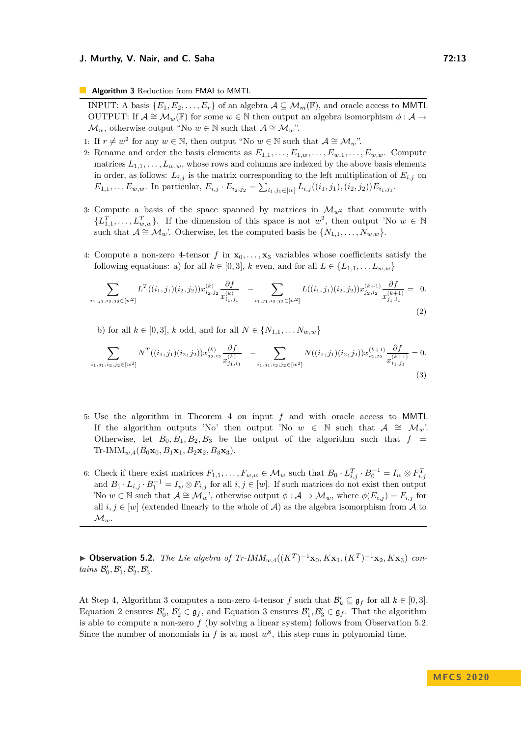**Algorithm 3** Reduction from FMAI to MMTI.

INPUT: A basis $\{E_1, E_2, \ldots, E_r\}$ of an algebra $\mathcal{A} \subseteq \mathcal{M}_m(\mathbb{F})$, and oracle access to MMTI.
OUTPUT: If $\mathcal{A} \cong \mathcal{M}_w(\mathbb{F})$ for some $w \in \mathbb{N}$ then output an algebra isomorphism $\phi : \mathcal{A} \to \mathcal{M}_w$, otherwise output "No $w \in \mathbb{N}$ such that $\mathcal{A} \cong \mathcal{M}_w$".

1: If $r \neq w^2$ for any $w \in \mathbb{N}$, then output "No $w \in \mathbb{N}$ such that $\mathcal{A} \cong \mathcal{M}_w$".

2: Rename and order the basis elements as $E_{1,1}, \ldots, E_{1,w}, \ldots, E_{w,1}, \ldots, E_{w,w}$. Compute matrices $L_{1,1}, \ldots, L_{w,w}$, whose rows and columns are indexed by the above basis elements in order, as follows: $L_{i,j}$ is the matrix corresponding to the left multiplication of $E_{i,j}$ on $E_{1,1}, \ldots E_{w,w}$. In particular, $E_{i,j} \cdot E_{i_2,j_2} = \sum_{i_1,j_1 \in [w]} L_{i,j}((i_1,j_1),(i_2,j_2)) E_{i_1,j_1}$.

3: Compute a basis of the space spanned by matrices in $\mathcal{M}_{w^2}$ that commute with $\{L^T_{1,1}, \ldots, L^T_{w,w}\}$. If the dimension of this space is not $w^2$, then output 'No $w \in \mathbb{N}$ such that $\mathcal{A} \cong \mathcal{M}_w$'. Otherwise, let the computed basis be $\{N_{1,1}, \ldots, N_{w,w}\}$.

4: Compute a non-zero 4-tensor $f$ in $\mathbf{x}_0, \ldots, \mathbf{x}_3$ variables whose coefficients satisfy the following equations: a) for all $k \in [0,3]$, $k$ even, and for all $L \in \{L_{1,1}, \ldots L_{w,w}\}$

$$\sum_{i_1,j_1,i_2,j_2 \in [w^2]} L^T((i_1,j_1)(i_2,j_2)) x^{(k)}_{i_2,j_2} \frac{\partial f}{x^{(k)}_{i_1,j_1}} - \sum_{i_1,j_1,i_2,j_2 \in [w^2]} L((i_1,j_1)(i_2,j_2)) x^{(k+1)}_{j_2,i_2} \frac{\partial f}{x^{(k+1)}_{j_1,i_1}} = 0. \tag{2}$$

b) for all $k \in [0,3]$, $k$ odd, and for all $N \in \{N_{1,1}, \ldots N_{w,w}\}$

$$\sum_{i_1,j_1,i_2,j_2 \in [w^2]} N^T((i_1,j_1)(i_2,j_2)) x^{(k)}_{j_2,i_2} \frac{\partial f}{x^{(k)}_{j_1,i_1}} - \sum_{i_1,j_1,i_2,j_2 \in [w^2]} N((i_1,j_1)(i_2,j_2)) x^{(k+1)}_{i_2,j_2} \frac{\partial f}{x^{(k+1)}_{i_1,j_1}} = 0. \tag{3}$$

5: Use the algorithm in Theorem 4 on input $f$ and with oracle access to MMTI. If the algorithm outputs 'No' then output 'No $w \in \mathbb{N}$ such that $\mathcal{A} \cong \mathcal{M}_w$'. Otherwise, let $B_0, B_1, B_2, B_3$ be the output of the algorithm such that $f = \text{Tr-IMM}_{w,4}(B_0\mathbf{x}_0, B_1\mathbf{x}_1, B_2\mathbf{x}_2, B_3\mathbf{x}_3)$.

6: Check if there exist matrices $F_{1,1}, \ldots, F_{w,w} \in \mathcal{M}_w$ such that $B_0 \cdot L^T_{i,j} \cdot B_0^{-1} = I_w \otimes F^T_{i,j}$ and $B_1 \cdot L_{i,j} \cdot B_1^{-1} = I_w \otimes F_{i,j}$ for all $i,j \in [w]$. If such matrices do not exist then output 'No $w \in \mathbb{N}$ such that $\mathcal{A} \cong \mathcal{M}_w$', otherwise output $\phi : \mathcal{A} \to \mathcal{M}_w$, where $\phi(E_{i,j}) = F_{i,j}$ for all $i,j \in [w]$ (extended linearly to the whole of $\mathcal{A}$) as the algebra isomorphism from $\mathcal{A}$ to $\mathcal{M}_w$.

▶ **Observation 5.2.** *The Lie algebra of Tr-IMM*$_{w,4}((K^T)^{-1}\mathbf{x}_0, K\mathbf{x}_1, (K^T)^{-1}\mathbf{x}_2, K\mathbf{x}_3)$ *contains* $\mathcal{B}'_0, \mathcal{B}'_1, \mathcal{B}'_2, \mathcal{B}'_3$.

At Step 4, Algorithm 3 computes a non-zero 4-tensor $f$ such that $\mathcal{B}'_k \subseteq \mathfrak{g}_f$ for all $k \in [0,3]$. Equation 2 ensures $\mathcal{B}'_0$, $\mathcal{B}'_2 \in \mathfrak{g}_f$, and Equation 3 ensures $\mathcal{B}'_1, \mathcal{B}'_3 \in \mathfrak{g}_f$. That the algorithm is able to compute a non-zero $f$ (by solving a linear system) follows from Observation 5.2. Since the number of monomials in $f$ is at most $w^8$, this step runs in polynomial time.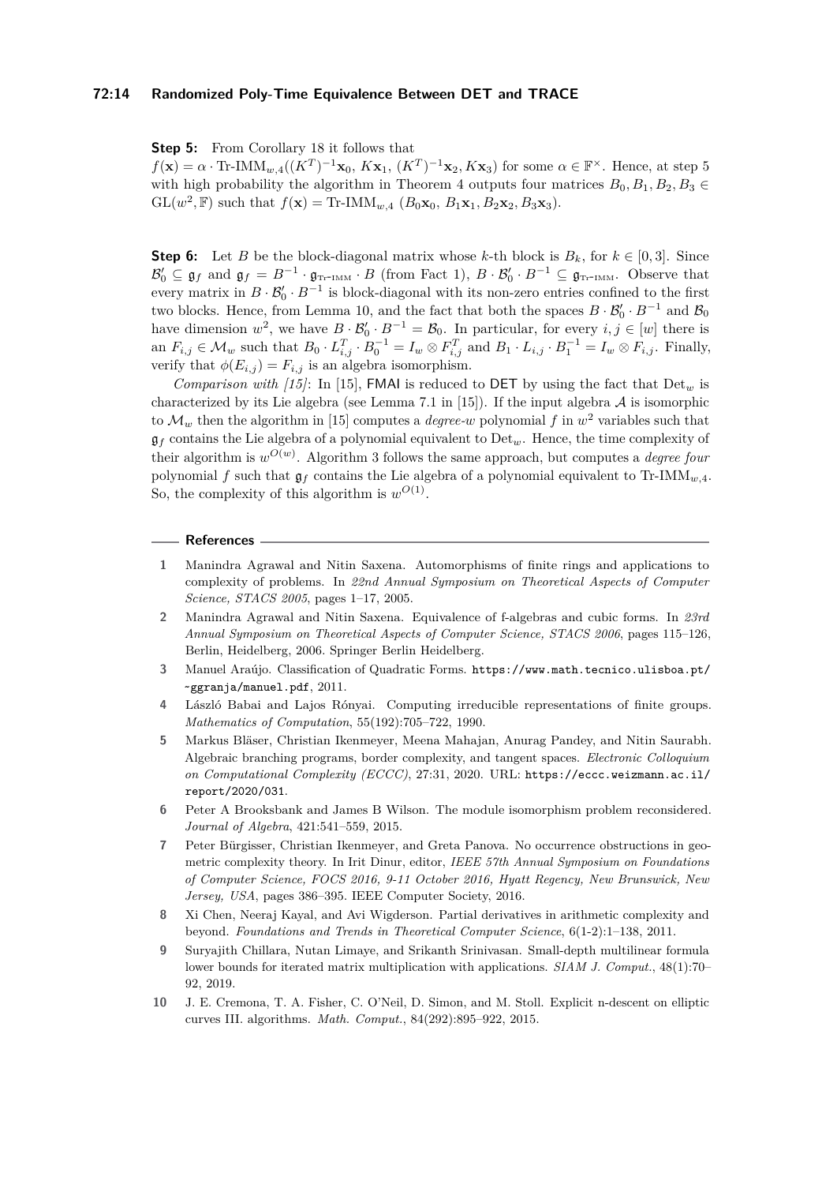**Step 5:** From Corollary 18 it follows that $f(\mathbf{x}) = \alpha \cdot \text{Tr-IMM}_{w,4}((K^T)^{-1}\mathbf{x}_0,\, K\mathbf{x}_1,\, (K^T)^{-1}\mathbf{x}_2, K\mathbf{x}_3)$ for some $\alpha \in \mathbb{F}^\times$. Hence, at step 5 with high probability the algorithm in Theorem 4 outputs four matrices $B_0, B_1, B_2, B_3 \in \text{GL}(w^2, \mathbb{F})$ such that $f(\mathbf{x}) = \text{Tr-IMM}_{w,4}\ (B_0\mathbf{x}_0,\, B_1\mathbf{x}_1, B_2\mathbf{x}_2, B_3\mathbf{x}_3)$.

**Step 6:** Let $B$ be the block-diagonal matrix whose $k$-th block is $B_k$, for $k \in [0, 3]$. Since $\mathcal{B}'_0 \subseteq \mathfrak{g}_f$ and $\mathfrak{g}_f = B^{-1} \cdot \mathfrak{g}_{\text{Tr-IMM}} \cdot B$ (from Fact 1), $B \cdot \mathcal{B}'_0 \cdot B^{-1} \subseteq \mathfrak{g}_{\text{Tr-IMM}}$. Observe that every matrix in $B \cdot \mathcal{B}'_0 \cdot B^{-1}$ is block-diagonal with its non-zero entries confined to the first two blocks. Hence, from Lemma 10, and the fact that both the spaces $B \cdot \mathcal{B}'_0 \cdot B^{-1}$ and $\mathcal{B}_0$ have dimension $w^2$, we have $B \cdot \mathcal{B}'_0 \cdot B^{-1} = \mathcal{B}_0$. In particular, for every $i, j \in [w]$ there is an $F_{i,j} \in \mathcal{M}_w$ such that $B_0 \cdot L_{i,j}^T \cdot B_0^{-1} = I_w \otimes F_{i,j}^T$ and $B_1 \cdot L_{i,j} \cdot B_1^{-1} = I_w \otimes F_{i,j}$. Finally, verify that $\phi(E_{i,j}) = F_{i,j}$ is an algebra isomorphism.

*Comparison with [15]*: In [15], FMAI is reduced to DET by using the fact that $\text{Det}_w$ is characterized by its Lie algebra (see Lemma 7.1 in [15]). If the input algebra $\mathcal{A}$ is isomorphic to $\mathcal{M}_w$ then the algorithm in [15] computes a *degree-w* polynomial $f$ in $w^2$ variables such that $\mathfrak{g}_f$ contains the Lie algebra of a polynomial equivalent to $\text{Det}_w$. Hence, the time complexity of their algorithm is $w^{O(w)}$. Algorithm 3 follows the same approach, but computes a *degree four* polynomial $f$ such that $\mathfrak{g}_f$ contains the Lie algebra of a polynomial equivalent to $\text{Tr-IMM}_{w,4}$. So, the complexity of this algorithm is $w^{O(1)}$.

## References

1. Manindra Agrawal and Nitin Saxena. Automorphisms of finite rings and applications to complexity of problems. In *22nd Annual Symposium on Theoretical Aspects of Computer Science, STACS 2005*, pages 1–17, 2005.
2. Manindra Agrawal and Nitin Saxena. Equivalence of f-algebras and cubic forms. In *23rd Annual Symposium on Theoretical Aspects of Computer Science, STACS 2006*, pages 115–126, Berlin, Heidelberg, 2006. Springer Berlin Heidelberg.
3. Manuel Araújo. Classification of Quadratic Forms. `https://www.math.tecnico.ulisboa.pt/~ggranja/manuel.pdf`, 2011.
4. László Babai and Lajos Rónyai. Computing irreducible representations of finite groups. *Mathematics of Computation*, 55(192):705–722, 1990.
5. Markus Bläser, Christian Ikenmeyer, Meena Mahajan, Anurag Pandey, and Nitin Saurabh. Algebraic branching programs, border complexity, and tangent spaces. *Electronic Colloquium on Computational Complexity (ECCC)*, 27:31, 2020. URL: `https://eccc.weizmann.ac.il/report/2020/031`.
6. Peter A Brooksbank and James B Wilson. The module isomorphism problem reconsidered. *Journal of Algebra*, 421:541–559, 2015.
7. Peter Bürgisser, Christian Ikenmeyer, and Greta Panova. No occurrence obstructions in geometric complexity theory. In Irit Dinur, editor, *IEEE 57th Annual Symposium on Foundations of Computer Science, FOCS 2016, 9-11 October 2016, Hyatt Regency, New Brunswick, New Jersey, USA*, pages 386–395. IEEE Computer Society, 2016.
8. Xi Chen, Neeraj Kayal, and Avi Wigderson. Partial derivatives in arithmetic complexity and beyond. *Foundations and Trends in Theoretical Computer Science*, 6(1-2):1–138, 2011.
9. Suryajith Chillara, Nutan Limaye, and Srikanth Srinivasan. Small-depth multilinear formula lower bounds for iterated matrix multiplication with applications. *SIAM J. Comput.*, 48(1):70–92, 2019.
10. J. E. Cremona, T. A. Fisher, C. O'Neil, D. Simon, and M. Stoll. Explicit n-descent on elliptic curves III. algorithms. *Math. Comput.*, 84(292):895–922, 2015.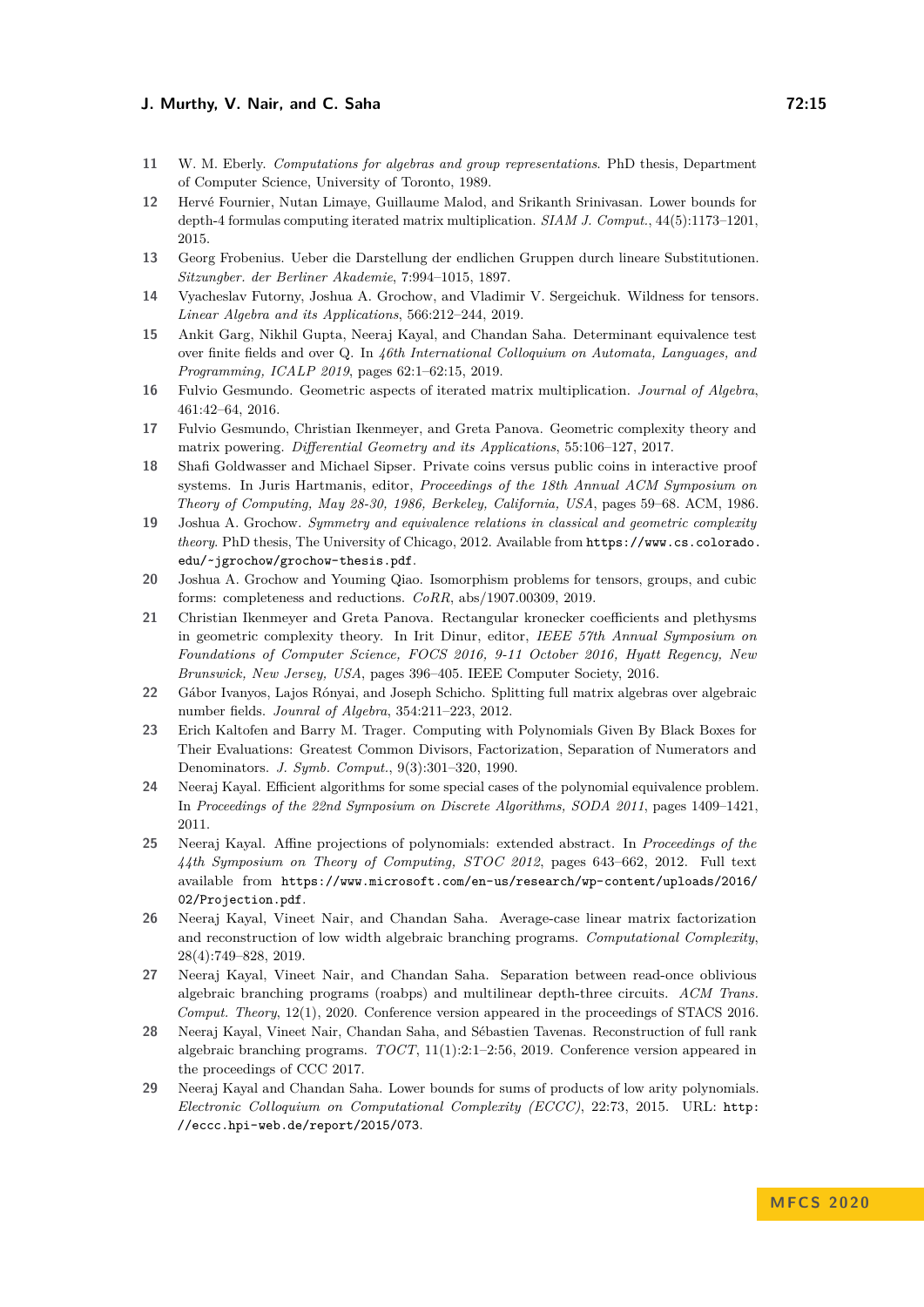11 W. M. Eberly. *Computations for algebras and group representations*. PhD thesis, Department of Computer Science, University of Toronto, 1989.

12 Hervé Fournier, Nutan Limaye, Guillaume Malod, and Srikanth Srinivasan. Lower bounds for depth-4 formulas computing iterated matrix multiplication. *SIAM J. Comput.*, 44(5):1173–1201, 2015.

13 Georg Frobenius. Ueber die Darstellung der endlichen Gruppen durch lineare Substitutionen. *Sitzungber. der Berliner Akademie*, 7:994–1015, 1897.

14 Vyacheslav Futorny, Joshua A. Grochow, and Vladimir V. Sergeichuk. Wildness for tensors. *Linear Algebra and its Applications*, 566:212–244, 2019.

15 Ankit Garg, Nikhil Gupta, Neeraj Kayal, and Chandan Saha. Determinant equivalence test over finite fields and over Q. In *46th International Colloquium on Automata, Languages, and Programming, ICALP 2019*, pages 62:1–62:15, 2019.

16 Fulvio Gesmundo. Geometric aspects of iterated matrix multiplication. *Journal of Algebra*, 461:42–64, 2016.

17 Fulvio Gesmundo, Christian Ikenmeyer, and Greta Panova. Geometric complexity theory and matrix powering. *Differential Geometry and its Applications*, 55:106–127, 2017.

18 Shafi Goldwasser and Michael Sipser. Private coins versus public coins in interactive proof systems. In Juris Hartmanis, editor, *Proceedings of the 18th Annual ACM Symposium on Theory of Computing, May 28-30, 1986, Berkeley, California, USA*, pages 59–68. ACM, 1986.

19 Joshua A. Grochow. *Symmetry and equivalence relations in classical and geometric complexity theory*. PhD thesis, The University of Chicago, 2012. Available from https://www.cs.colorado.edu/~jgrochow/grochow-thesis.pdf.

20 Joshua A. Grochow and Youming Qiao. Isomorphism problems for tensors, groups, and cubic forms: completeness and reductions. *CoRR*, abs/1907.00309, 2019.

21 Christian Ikenmeyer and Greta Panova. Rectangular kronecker coefficients and plethysms in geometric complexity theory. In Irit Dinur, editor, *IEEE 57th Annual Symposium on Foundations of Computer Science, FOCS 2016, 9-11 October 2016, Hyatt Regency, New Brunswick, New Jersey, USA*, pages 396–405. IEEE Computer Society, 2016.

22 Gábor Ivanyos, Lajos Rónyai, and Joseph Schicho. Splitting full matrix algebras over algebraic number fields. *Jounral of Algebra*, 354:211–223, 2012.

23 Erich Kaltofen and Barry M. Trager. Computing with Polynomials Given By Black Boxes for Their Evaluations: Greatest Common Divisors, Factorization, Separation of Numerators and Denominators. *J. Symb. Comput.*, 9(3):301–320, 1990.

24 Neeraj Kayal. Efficient algorithms for some special cases of the polynomial equivalence problem. In *Proceedings of the 22nd Symposium on Discrete Algorithms, SODA 2011*, pages 1409–1421, 2011.

25 Neeraj Kayal. Affine projections of polynomials: extended abstract. In *Proceedings of the 44th Symposium on Theory of Computing, STOC 2012*, pages 643–662, 2012. Full text available from https://www.microsoft.com/en-us/research/wp-content/uploads/2016/02/Projection.pdf.

26 Neeraj Kayal, Vineet Nair, and Chandan Saha. Average-case linear matrix factorization and reconstruction of low width algebraic branching programs. *Computational Complexity*, 28(4):749–828, 2019.

27 Neeraj Kayal, Vineet Nair, and Chandan Saha. Separation between read-once oblivious algebraic branching programs (roabps) and multilinear depth-three circuits. *ACM Trans. Comput. Theory*, 12(1), 2020. Conference version appeared in the proceedings of STACS 2016.

28 Neeraj Kayal, Vineet Nair, Chandan Saha, and Sébastien Tavenas. Reconstruction of full rank algebraic branching programs. *TOCT*, 11(1):2:1–2:56, 2019. Conference version appeared in the proceedings of CCC 2017.

29 Neeraj Kayal and Chandan Saha. Lower bounds for sums of products of low arity polynomials. *Electronic Colloquium on Computational Complexity (ECCC)*, 22:73, 2015. URL: http://eccc.hpi-web.de/report/2015/073.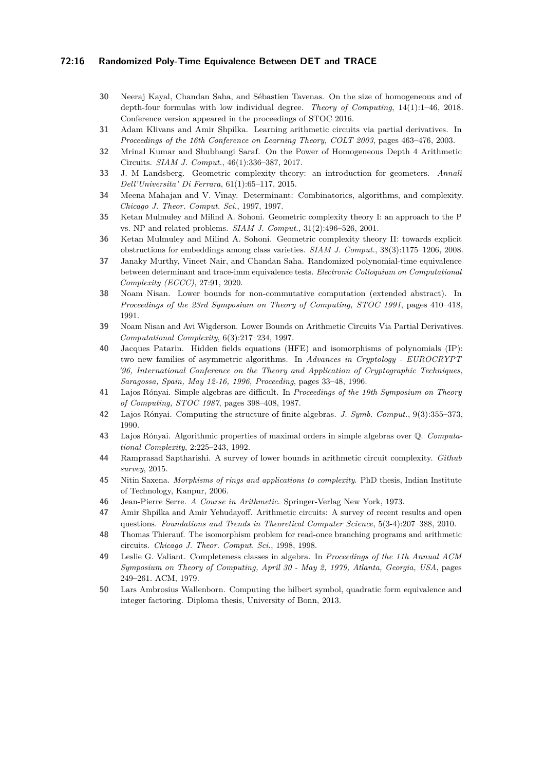30 Neeraj Kayal, Chandan Saha, and Sébastien Tavenas. On the size of homogeneous and of depth-four formulas with low individual degree. *Theory of Computing*, 14(1):1–46, 2018. Conference version appeared in the proceedings of STOC 2016.

31 Adam Klivans and Amir Shpilka. Learning arithmetic circuits via partial derivatives. In *Proceedings of the 16th Conference on Learning Theory, COLT 2003*, pages 463–476, 2003.

32 Mrinal Kumar and Shubhangi Saraf. On the Power of Homogeneous Depth 4 Arithmetic Circuits. *SIAM J. Comput.*, 46(1):336–387, 2017.

33 J. M Landsberg. Geometric complexity theory: an introduction for geometers. *Annali Dell'Universita' Di Ferrara*, 61(1):65–117, 2015.

34 Meena Mahajan and V. Vinay. Determinant: Combinatorics, algorithms, and complexity. *Chicago J. Theor. Comput. Sci.*, 1997, 1997.

35 Ketan Mulmuley and Milind A. Sohoni. Geometric complexity theory I: an approach to the P vs. NP and related problems. *SIAM J. Comput.*, 31(2):496–526, 2001.

36 Ketan Mulmuley and Milind A. Sohoni. Geometric complexity theory II: towards explicit obstructions for embeddings among class varieties. *SIAM J. Comput.*, 38(3):1175–1206, 2008.

37 Janaky Murthy, Vineet Nair, and Chandan Saha. Randomized polynomial-time equivalence between determinant and trace-imm equivalence tests. *Electronic Colloquium on Computational Complexity (ECCC)*, 27:91, 2020.

38 Noam Nisan. Lower bounds for non-commutative computation (extended abstract). In *Proceedings of the 23rd Symposium on Theory of Computing, STOC 1991*, pages 410–418, 1991.

39 Noam Nisan and Avi Wigderson. Lower Bounds on Arithmetic Circuits Via Partial Derivatives. *Computational Complexity*, 6(3):217–234, 1997.

40 Jacques Patarin. Hidden fields equations (HFE) and isomorphisms of polynomials (IP): two new families of asymmetric algorithms. In *Advances in Cryptology - EUROCRYPT '96, International Conference on the Theory and Application of Cryptographic Techniques, Saragossa, Spain, May 12-16, 1996, Proceeding*, pages 33–48, 1996.

41 Lajos Rónyai. Simple algebras are difficult. In *Proceedings of the 19th Symposium on Theory of Computing, STOC 1987*, pages 398–408, 1987.

42 Lajos Rónyai. Computing the structure of finite algebras. *J. Symb. Comput.*, 9(3):355–373, 1990.

43 Lajos Rónyai. Algorithmic properties of maximal orders in simple algebras over $\mathbb{Q}$. *Computational Complexity*, 2:225–243, 1992.

44 Ramprasad Saptharishi. A survey of lower bounds in arithmetic circuit complexity. *Github survey*, 2015.

45 Nitin Saxena. *Morphisms of rings and applications to complexity*. PhD thesis, Indian Institute of Technology, Kanpur, 2006.

46 Jean-Pierre Serre. *A Course in Arithmetic*. Springer-Verlag New York, 1973.

47 Amir Shpilka and Amir Yehudayoff. Arithmetic circuits: A survey of recent results and open questions. *Foundations and Trends in Theoretical Computer Science*, 5(3-4):207–388, 2010.

48 Thomas Thierauf. The isomorphism problem for read-once branching programs and arithmetic circuits. *Chicago J. Theor. Comput. Sci.*, 1998, 1998.

49 Leslie G. Valiant. Completeness classes in algebra. In *Proceedings of the 11h Annual ACM Symposium on Theory of Computing, April 30 - May 2, 1979, Atlanta, Georgia, USA*, pages 249–261. ACM, 1979.

50 Lars Ambrosius Wallenborn. Computing the hilbert symbol, quadratic form equivalence and integer factoring. Diploma thesis, University of Bonn, 2013.